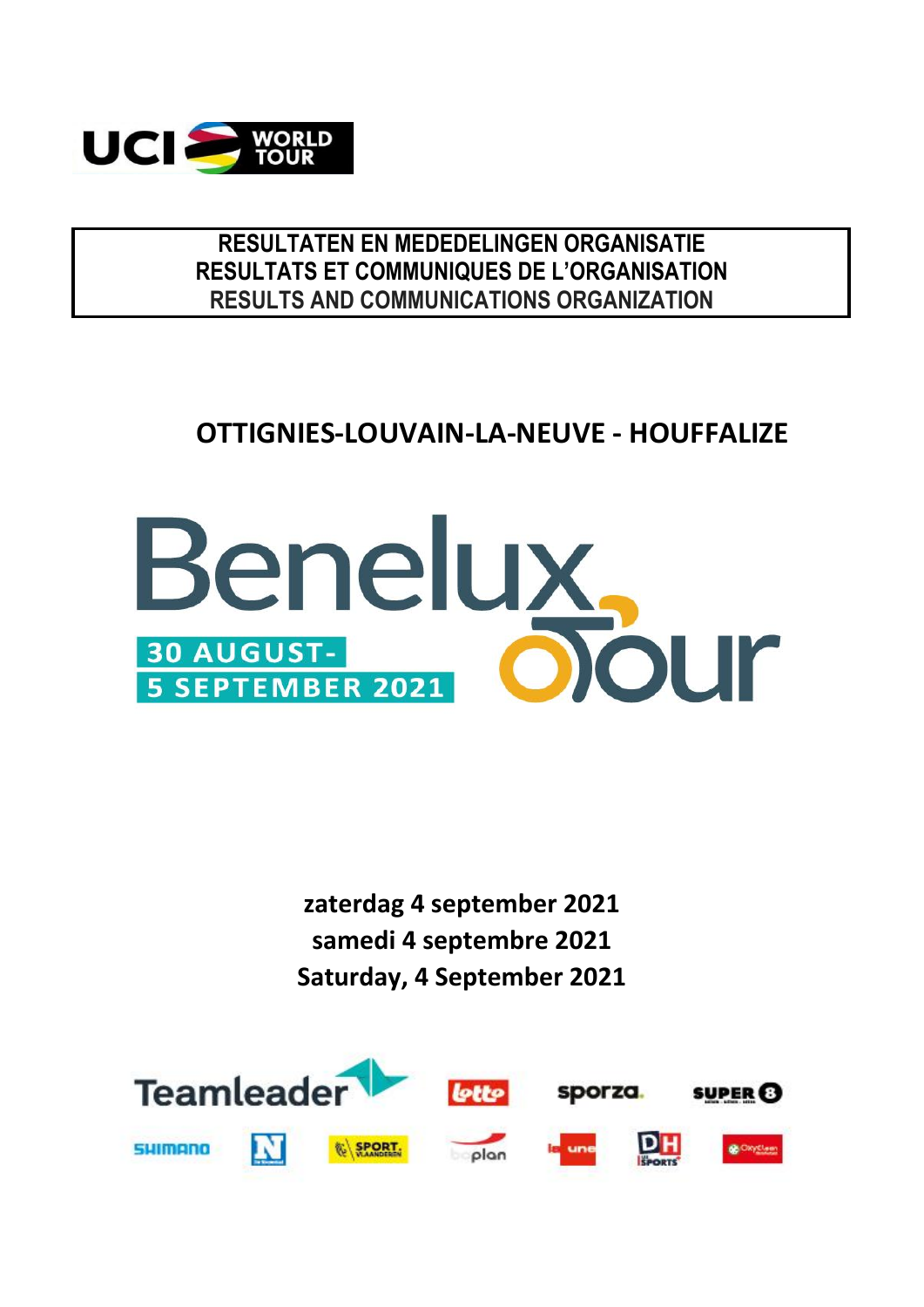UCI WORLD TOUR

**RESULTATEN EN MEDEDELINGEN ORGANISATIE**
**RESULTATS ET COMMUNIQUES DE L'ORGANISATION**
**RESULTS AND COMMUNICATIONS ORGANIZATION**

# OTTIGNIES-LOUVAIN-LA-NEUVE - HOUFFALIZE

# Benelux Tour

**30 AUGUST-**
**5 SEPTEMBER 2021**

**zaterdag 4 september 2021**
**samedi 4 septembre 2021**
**Saturday, 4 September 2021**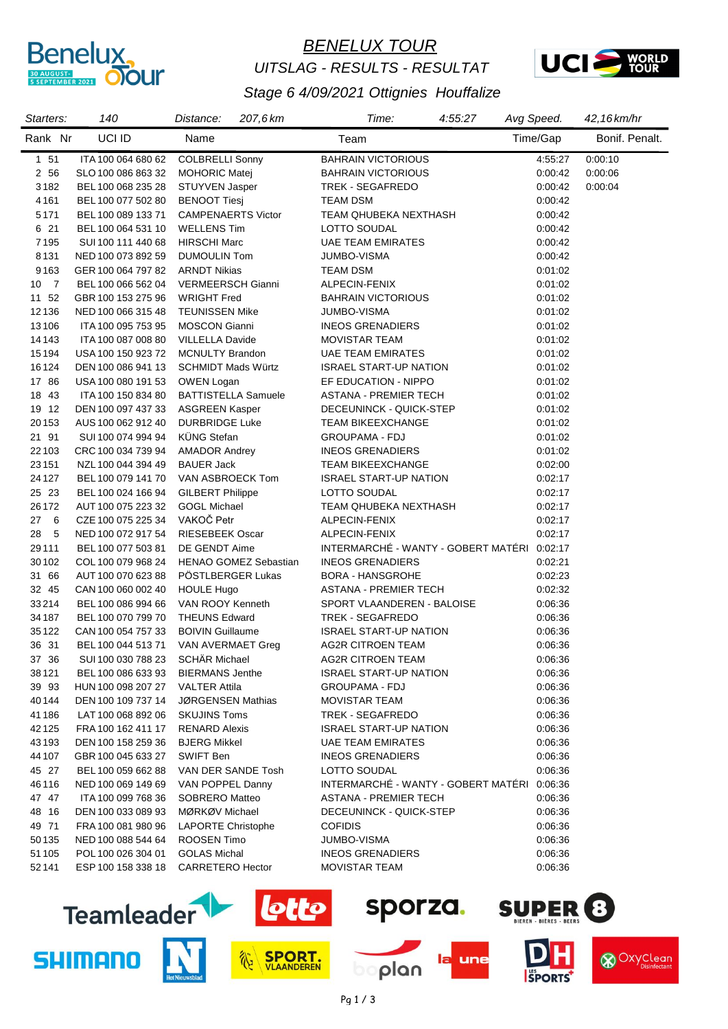# BENELUX TOUR

## UITSLAG - RESULTS - RESULTAT

### Stage 6 4/09/2021 Ottignies Houffalize

| Starters: | 140 | Distance: | 207,6 km | Time: | 4:55:27 | Avg Speed. | 42,16 km/hr |
|---|---|---|---|---|---|---|---|

| Rank | Nr | UCI ID | Name | Team | Time/Gap | Bonif. | Penalt. |
|---|---|---|---|---|---|---|---|
| 1 | 51 | ITA 100 064 680 62 | COLBRELLI Sonny | BAHRAIN VICTORIOUS | 4:55:27 | 0:00:10 | |
| 2 | 56 | SLO 100 086 863 32 | MOHORIC Matej | BAHRAIN VICTORIOUS | 0:00:42 | 0:00:06 | |
| 3 | 182 | BEL 100 068 235 28 | STUYVEN Jasper | TREK - SEGAFREDO | 0:00:42 | 0:00:04 | |
| 4 | 161 | BEL 100 077 502 80 | BENOOT Tiesj | TEAM DSM | 0:00:42 | | |
| 5 | 171 | BEL 100 089 133 71 | CAMPENAERTS Victor | TEAM QHUBEKA NEXTHASH | 0:00:42 | | |
| 6 | 21 | BEL 100 064 531 10 | WELLENS Tim | LOTTO SOUDAL | 0:00:42 | | |
| 7 | 195 | SUI 100 111 440 68 | HIRSCHI Marc | UAE TEAM EMIRATES | 0:00:42 | | |
| 8 | 131 | NED 100 073 892 59 | DUMOULIN Tom | JUMBO-VISMA | 0:00:42 | | |
| 9 | 163 | GER 100 064 797 82 | ARNDT Nikias | TEAM DSM | 0:01:02 | | |
| 10 | 7 | BEL 100 066 562 04 | VERMEERSCH Gianni | ALPECIN-FENIX | 0:01:02 | | |
| 11 | 52 | GBR 100 153 275 96 | WRIGHT Fred | BAHRAIN VICTORIOUS | 0:01:02 | | |
| 12 | 136 | NED 100 066 315 48 | TEUNISSEN Mike | JUMBO-VISMA | 0:01:02 | | |
| 13 | 106 | ITA 100 095 753 95 | MOSCON Gianni | INEOS GRENADIERS | 0:01:02 | | |
| 14 | 143 | ITA 100 087 008 80 | VILLELLA Davide | MOVISTAR TEAM | 0:01:02 | | |
| 15 | 194 | USA 100 150 923 72 | MCNULTY Brandon | UAE TEAM EMIRATES | 0:01:02 | | |
| 16 | 124 | DEN 100 086 941 13 | SCHMIDT Mads Würtz | ISRAEL START-UP NATION | 0:01:02 | | |
| 17 | 86 | USA 100 080 191 53 | OWEN Logan | EF EDUCATION - NIPPO | 0:01:02 | | |
| 18 | 43 | ITA 100 150 834 80 | BATTISTELLA Samuele | ASTANA - PREMIER TECH | 0:01:02 | | |
| 19 | 12 | DEN 100 097 437 33 | ASGREEN Kasper | DECEUNINCK - QUICK-STEP | 0:01:02 | | |
| 20 | 153 | AUS 100 062 912 40 | DURBRIDGE Luke | TEAM BIKEEXCHANGE | 0:01:02 | | |
| 21 | 91 | SUI 100 074 994 94 | KÜNG Stefan | GROUPAMA - FDJ | 0:01:02 | | |
| 22 | 103 | CRC 100 034 739 94 | AMADOR Andrey | INEOS GRENADIERS | 0:01:02 | | |
| 23 | 151 | NZL 100 044 394 49 | BAUER Jack | TEAM BIKEEXCHANGE | 0:02:00 | | |
| 24 | 127 | BEL 100 079 141 70 | VAN ASBROECK Tom | ISRAEL START-UP NATION | 0:02:17 | | |
| 25 | 23 | BEL 100 024 166 94 | GILBERT Philippe | LOTTO SOUDAL | 0:02:17 | | |
| 26 | 172 | AUT 100 075 223 32 | GOGL Michael | TEAM QHUBEKA NEXTHASH | 0:02:17 | | |
| 27 | 6 | CZE 100 075 225 34 | VAKOČ Petr | ALPECIN-FENIX | 0:02:17 | | |
| 28 | 5 | NED 100 072 917 54 | RIESEBEEK Oscar | ALPECIN-FENIX | 0:02:17 | | |
| 29 | 111 | BEL 100 077 503 81 | DE GENDT Aime | INTERMARCHÉ - WANTY - GOBERT MATÉRI | 0:02:17 | | |
| 30 | 102 | COL 100 079 968 24 | HENAO GOMEZ Sebastian | INEOS GRENADIERS | 0:02:21 | | |
| 31 | 66 | AUT 100 070 623 88 | PÖSTLBERGER Lukas | BORA - HANSGROHE | 0:02:23 | | |
| 32 | 45 | CAN 100 060 002 40 | HOULE Hugo | ASTANA - PREMIER TECH | 0:02:32 | | |
| 33 | 214 | BEL 100 086 994 66 | VAN ROOY Kenneth | SPORT VLAANDEREN - BALOISE | 0:06:36 | | |
| 34 | 187 | BEL 100 070 799 70 | THEUNS Edward | TREK - SEGAFREDO | 0:06:36 | | |
| 35 | 122 | CAN 100 054 757 33 | BOIVIN Guillaume | ISRAEL START-UP NATION | 0:06:36 | | |
| 36 | 31 | BEL 100 044 513 71 | VAN AVERMAET Greg | AG2R CITROEN TEAM | 0:06:36 | | |
| 37 | 36 | SUI 100 030 788 23 | SCHÄR Michael | AG2R CITROEN TEAM | 0:06:36 | | |
| 38 | 121 | BEL 100 086 633 93 | BIERMANS Jenthe | ISRAEL START-UP NATION | 0:06:36 | | |
| 39 | 93 | HUN 100 098 207 27 | VALTER Attila | GROUPAMA - FDJ | 0:06:36 | | |
| 40 | 144 | DEN 100 109 737 14 | JØRGENSEN Mathias | MOVISTAR TEAM | 0:06:36 | | |
| 41 | 186 | LAT 100 068 892 06 | SKUJINS Toms | TREK - SEGAFREDO | 0:06:36 | | |
| 42 | 125 | FRA 100 162 411 17 | RENARD Alexis | ISRAEL START-UP NATION | 0:06:36 | | |
| 43 | 193 | DEN 100 158 259 36 | BJERG Mikkel | UAE TEAM EMIRATES | 0:06:36 | | |
| 44 | 107 | GBR 100 045 633 27 | SWIFT Ben | INEOS GRENADIERS | 0:06:36 | | |
| 45 | 27 | BEL 100 059 662 88 | VAN DER SANDE Tosh | LOTTO SOUDAL | 0:06:36 | | |
| 46 | 116 | NED 100 069 149 69 | VAN POPPEL Danny | INTERMARCHÉ - WANTY - GOBERT MATÉRI | 0:06:36 | | |
| 47 | 47 | ITA 100 099 768 36 | SOBRERO Matteo | ASTANA - PREMIER TECH | 0:06:36 | | |
| 48 | 16 | DEN 100 033 089 93 | MØRKØV Michael | DECEUNINCK - QUICK-STEP | 0:06:36 | | |
| 49 | 71 | FRA 100 081 980 96 | LAPORTE Christophe | COFIDIS | 0:06:36 | | |
| 50 | 135 | NED 100 088 544 64 | ROOSEN Timo | JUMBO-VISMA | 0:06:36 | | |
| 51 | 105 | POL 100 026 304 01 | GOLAS Michal | INEOS GRENADIERS | 0:06:36 | | |
| 52 | 141 | ESP 100 158 338 18 | CARRETERO Hector | MOVISTAR TEAM | 0:06:36 | | |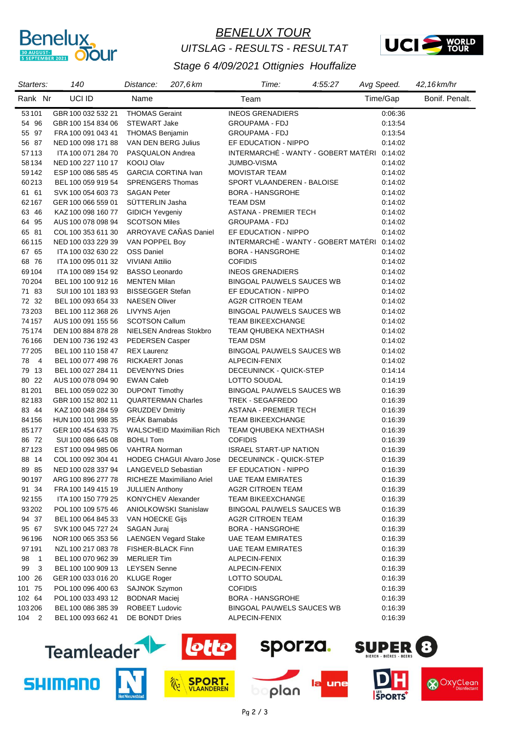# BENELUX TOUR

*UITSLAG - RESULTS - RESULTAT*

*Stage 6 4/09/2021 Ottignies Houffalize*

| Starters: | 140 | Distance: | 207,6 km | Time: | 4:55:27 | Avg Speed. | 42,16 km/hr |
|---|---|---|---|---|---|---|---|

| Rank | Nr | UCI ID | Name | Team | Time/Gap | Bonif. | Penalt. |
|---|---|---|---|---|---|---|---|
| 53 | 101 | GBR 100 032 532 21 | THOMAS Geraint | INEOS GRENADIERS | 0:06:36 | | |
| 54 | 96 | GBR 100 154 834 06 | STEWART Jake | GROUPAMA - FDJ | 0:13:54 | | |
| 55 | 97 | FRA 100 091 043 41 | THOMAS Benjamin | GROUPAMA - FDJ | 0:13:54 | | |
| 56 | 87 | NED 100 098 171 88 | VAN DEN BERG Julius | EF EDUCATION - NIPPO | 0:14:02 | | |
| 57 | 113 | ITA 100 071 284 70 | PASQUALON Andrea | INTERMARCHÉ - WANTY - GOBERT MATÉRI | 0:14:02 | | |
| 58 | 134 | NED 100 227 110 17 | KOOIJ Olav | JUMBO-VISMA | 0:14:02 | | |
| 59 | 142 | ESP 100 086 585 45 | GARCIA CORTINA Ivan | MOVISTAR TEAM | 0:14:02 | | |
| 60 | 213 | BEL 100 059 919 54 | SPRENGERS Thomas | SPORT VLAANDEREN - BALOISE | 0:14:02 | | |
| 61 | 61 | SVK 100 054 603 73 | SAGAN Peter | BORA - HANSGROHE | 0:14:02 | | |
| 62 | 167 | GER 100 066 559 01 | SÜTTERLIN Jasha | TEAM DSM | 0:14:02 | | |
| 63 | 46 | KAZ 100 098 160 77 | GIDICH Yevgeniy | ASTANA - PREMIER TECH | 0:14:02 | | |
| 64 | 95 | AUS 100 078 098 94 | SCOTSON Miles | GROUPAMA - FDJ | 0:14:02 | | |
| 65 | 81 | COL 100 353 611 30 | ARROYAVE CAÑAS Daniel | EF EDUCATION - NIPPO | 0:14:02 | | |
| 66 | 115 | NED 100 033 229 39 | VAN POPPEL Boy | INTERMARCHÉ - WANTY - GOBERT MATÉRI | 0:14:02 | | |
| 67 | 65 | ITA 100 032 630 22 | OSS Daniel | BORA - HANSGROHE | 0:14:02 | | |
| 68 | 76 | ITA 100 095 011 32 | VIVIANI Attilio | COFIDIS | 0:14:02 | | |
| 69 | 104 | ITA 100 089 154 92 | BASSO Leonardo | INEOS GRENADIERS | 0:14:02 | | |
| 70 | 204 | BEL 100 100 912 16 | MENTEN Milan | BINGOAL PAUWELS SAUCES WB | 0:14:02 | | |
| 71 | 83 | SUI 100 101 183 93 | BISSEGGER Stefan | EF EDUCATION - NIPPO | 0:14:02 | | |
| 72 | 32 | BEL 100 093 654 33 | NAESEN Oliver | AG2R CITROEN TEAM | 0:14:02 | | |
| 73 | 203 | BEL 100 112 368 26 | LIVYNS Arjen | BINGOAL PAUWELS SAUCES WB | 0:14:02 | | |
| 74 | 157 | AUS 100 091 155 56 | SCOTSON Callum | TEAM BIKEEXCHANGE | 0:14:02 | | |
| 75 | 174 | DEN 100 884 878 28 | NIELSEN Andreas Stokbro | TEAM QHUBEKA NEXTHASH | 0:14:02 | | |
| 76 | 166 | DEN 100 736 192 43 | PEDERSEN Casper | TEAM DSM | 0:14:02 | | |
| 77 | 205 | BEL 100 110 158 47 | REX Laurenz | BINGOAL PAUWELS SAUCES WB | 0:14:02 | | |
| 78 | 4 | BEL 100 077 498 76 | RICKAERT Jonas | ALPECIN-FENIX | 0:14:02 | | |
| 79 | 13 | BEL 100 027 284 11 | DEVENYNS Dries | DECEUNINCK - QUICK-STEP | 0:14:14 | | |
| 80 | 22 | AUS 100 078 094 90 | EWAN Caleb | LOTTO SOUDAL | 0:14:19 | | |
| 81 | 201 | BEL 100 059 022 30 | DUPONT Timothy | BINGOAL PAUWELS SAUCES WB | 0:16:39 | | |
| 82 | 183 | GBR 100 152 802 11 | QUARTERMAN Charles | TREK - SEGAFREDO | 0:16:39 | | |
| 83 | 44 | KAZ 100 048 284 59 | GRUZDEV Dmitriy | ASTANA - PREMIER TECH | 0:16:39 | | |
| 84 | 156 | HUN 100 101 998 35 | PEÁK Barnabás | TEAM BIKEEXCHANGE | 0:16:39 | | |
| 85 | 177 | GER 100 454 633 75 | WALSCHEID Maximilian Rich | TEAM QHUBEKA NEXTHASH | 0:16:39 | | |
| 86 | 72 | SUI 100 086 645 08 | BOHLI Tom | COFIDIS | 0:16:39 | | |
| 87 | 123 | EST 100 094 985 06 | VAHTRA Norman | ISRAEL START-UP NATION | 0:16:39 | | |
| 88 | 14 | COL 100 092 304 41 | HODEG CHAGUI Alvaro Jose | DECEUNINCK - QUICK-STEP | 0:16:39 | | |
| 89 | 85 | NED 100 028 337 94 | LANGEVELD Sebastian | EF EDUCATION - NIPPO | 0:16:39 | | |
| 90 | 197 | ARG 100 896 277 78 | RICHEZE Maximiliano Ariel | UAE TEAM EMIRATES | 0:16:39 | | |
| 91 | 34 | FRA 100 149 415 19 | JULLIEN Anthony | AG2R CITROEN TEAM | 0:16:39 | | |
| 92 | 155 | ITA 100 150 779 25 | KONYCHEV Alexander | TEAM BIKEEXCHANGE | 0:16:39 | | |
| 93 | 202 | POL 100 109 575 46 | ANIOLKOWSKI Stanislaw | BINGOAL PAUWELS SAUCES WB | 0:16:39 | | |
| 94 | 37 | BEL 100 064 845 33 | VAN HOECKE Gijs | AG2R CITROEN TEAM | 0:16:39 | | |
| 95 | 67 | SVK 100 045 727 24 | SAGAN Juraj | BORA - HANSGROHE | 0:16:39 | | |
| 96 | 196 | NOR 100 065 353 56 | LAENGEN Vegard Stake | UAE TEAM EMIRATES | 0:16:39 | | |
| 97 | 191 | NZL 100 217 083 78 | FISHER-BLACK Finn | UAE TEAM EMIRATES | 0:16:39 | | |
| 98 | 1 | BEL 100 070 962 39 | MERLIER Tim | ALPECIN-FENIX | 0:16:39 | | |
| 99 | 3 | BEL 100 100 909 13 | LEYSEN Senne | ALPECIN-FENIX | 0:16:39 | | |
| 100 | 26 | GER 100 033 016 20 | KLUGE Roger | LOTTO SOUDAL | 0:16:39 | | |
| 101 | 75 | POL 100 096 400 63 | SAJNOK Szymon | COFIDIS | 0:16:39 | | |
| 102 | 64 | POL 100 033 493 12 | BODNAR Maciej | BORA - HANSGROHE | 0:16:39 | | |
| 103 | 206 | BEL 100 086 385 39 | ROBEET Ludovic | BINGOAL PAUWELS SAUCES WB | 0:16:39 | | |
| 104 | 2 | BEL 100 093 662 41 | DE BONDT Dries | ALPECIN-FENIX | 0:16:39 | | |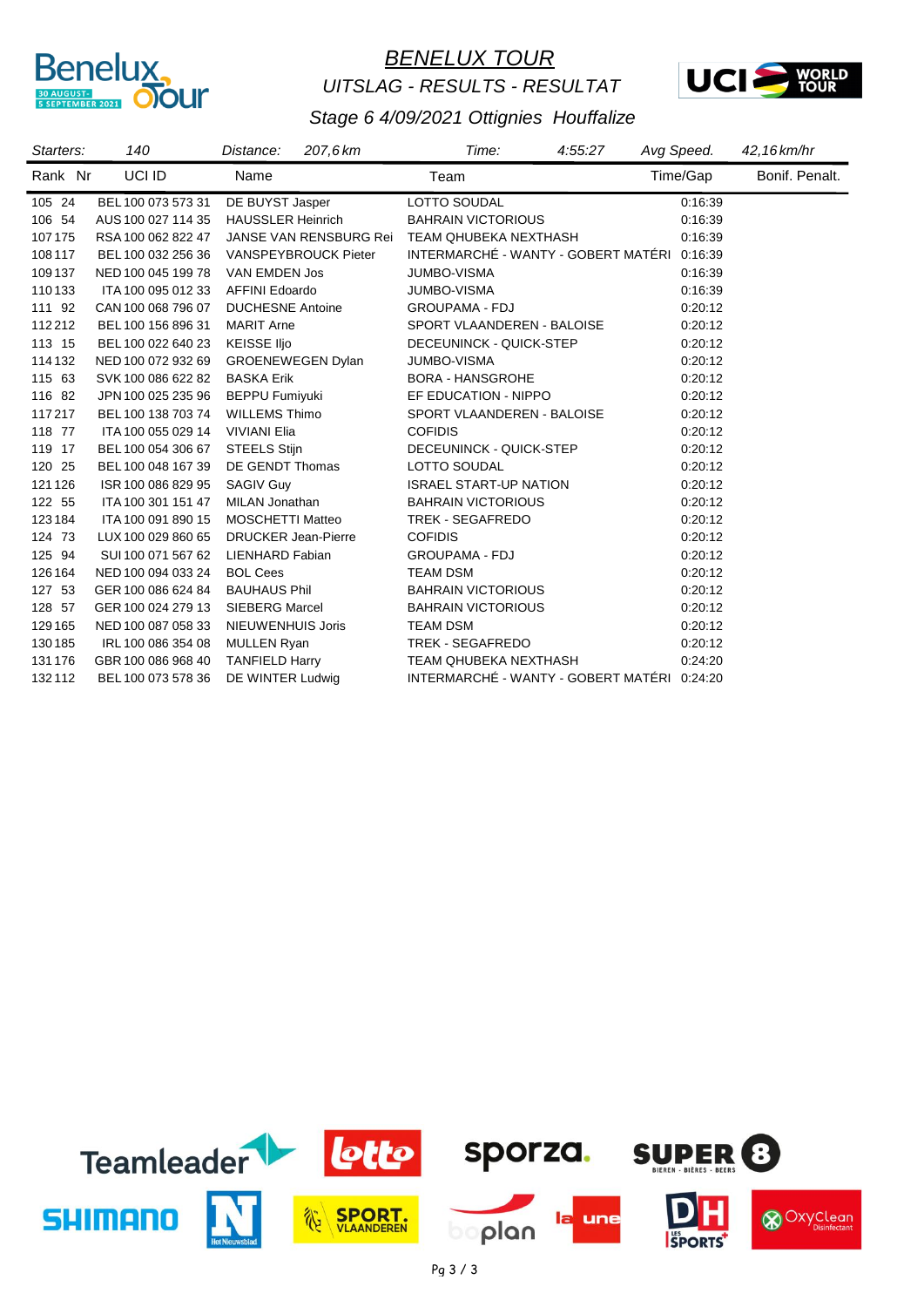# BENELUX TOUR

*UITSLAG - RESULTS - RESULTAT*

*Stage 6 4/09/2021 Ottignies Houffalize*

| *Starters:* | *140* | *Distance:* | *207,6 km* | *Time:* | *4:55:27* | *Avg Speed.* | *42,16 km/hr* |
|---|---|---|---|---|---|---|---|

| Rank | Nr | UCI ID | Name | Team | Time/Gap | Bonif. | Penalt. |
|---|---|---|---|---|---|---|---|
| 105 | 24 | BEL 100 073 573 31 | DE BUYST Jasper | LOTTO SOUDAL | 0:16:39 | | |
| 106 | 54 | AUS 100 027 114 35 | HAUSSLER Heinrich | BAHRAIN VICTORIOUS | 0:16:39 | | |
| 107 | 175 | RSA 100 062 822 47 | JANSE VAN RENSBURG Rei | TEAM QHUBEKA NEXTHASH | 0:16:39 | | |
| 108 | 117 | BEL 100 032 256 36 | VANSPEYBROUCK Pieter | INTERMARCHÉ - WANTY - GOBERT MATÉRI | 0:16:39 | | |
| 109 | 137 | NED 100 045 199 78 | VAN EMDEN Jos | JUMBO-VISMA | 0:16:39 | | |
| 110 | 133 | ITA 100 095 012 33 | AFFINI Edoardo | JUMBO-VISMA | 0:16:39 | | |
| 111 | 92 | CAN 100 068 796 07 | DUCHESNE Antoine | GROUPAMA - FDJ | 0:20:12 | | |
| 112 | 212 | BEL 100 156 896 31 | MARIT Arne | SPORT VLAANDEREN - BALOISE | 0:20:12 | | |
| 113 | 15 | BEL 100 022 640 23 | KEISSE Iljo | DECEUNINCK - QUICK-STEP | 0:20:12 | | |
| 114 | 132 | NED 100 072 932 69 | GROENEWEGEN Dylan | JUMBO-VISMA | 0:20:12 | | |
| 115 | 63 | SVK 100 086 622 82 | BASKA Erik | BORA - HANSGROHE | 0:20:12 | | |
| 116 | 82 | JPN 100 025 235 96 | BEPPU Fumiyuki | EF EDUCATION - NIPPO | 0:20:12 | | |
| 117 | 217 | BEL 100 138 703 74 | WILLEMS Thimo | SPORT VLAANDEREN - BALOISE | 0:20:12 | | |
| 118 | 77 | ITA 100 055 029 14 | VIVIANI Elia | COFIDIS | 0:20:12 | | |
| 119 | 17 | BEL 100 054 306 67 | STEELS Stijn | DECEUNINCK - QUICK-STEP | 0:20:12 | | |
| 120 | 25 | BEL 100 048 167 39 | DE GENDT Thomas | LOTTO SOUDAL | 0:20:12 | | |
| 121 | 126 | ISR 100 086 829 95 | SAGIV Guy | ISRAEL START-UP NATION | 0:20:12 | | |
| 122 | 55 | ITA 100 301 151 47 | MILAN Jonathan | BAHRAIN VICTORIOUS | 0:20:12 | | |
| 123 | 184 | ITA 100 091 890 15 | MOSCHETTI Matteo | TREK - SEGAFREDO | 0:20:12 | | |
| 124 | 73 | LUX 100 029 860 65 | DRUCKER Jean-Pierre | COFIDIS | 0:20:12 | | |
| 125 | 94 | SUI 100 071 567 62 | LIENHARD Fabian | GROUPAMA - FDJ | 0:20:12 | | |
| 126 | 164 | NED 100 094 033 24 | BOL Cees | TEAM DSM | 0:20:12 | | |
| 127 | 53 | GER 100 086 624 84 | BAUHAUS Phil | BAHRAIN VICTORIOUS | 0:20:12 | | |
| 128 | 57 | GER 100 024 279 13 | SIEBERG Marcel | BAHRAIN VICTORIOUS | 0:20:12 | | |
| 129 | 165 | NED 100 087 058 33 | NIEUWENHUIS Joris | TEAM DSM | 0:20:12 | | |
| 130 | 185 | IRL 100 086 354 08 | MULLEN Ryan | TREK - SEGAFREDO | 0:20:12 | | |
| 131 | 176 | GBR 100 086 968 40 | TANFIELD Harry | TEAM QHUBEKA NEXTHASH | 0:24:20 | | |
| 132 | 112 | BEL 100 073 578 36 | DE WINTER Ludwig | INTERMARCHÉ - WANTY - GOBERT MATÉRI | 0:24:20 | | |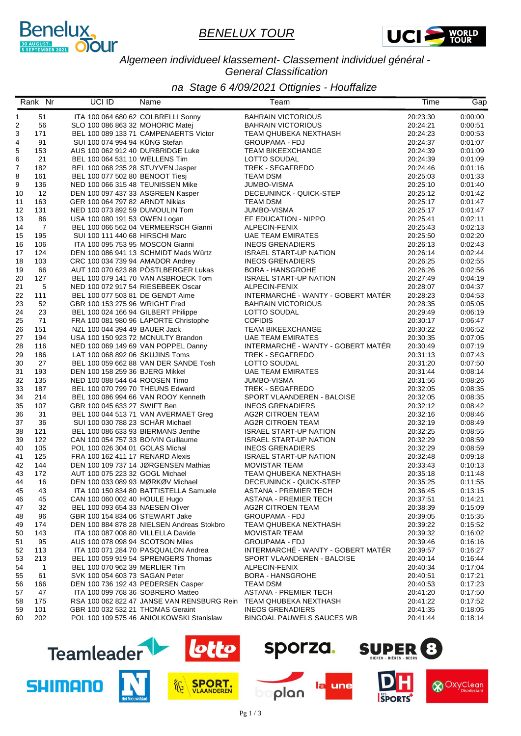# BENELUX TOUR

*Algemeen individueel klassement- Classement individuel général - General Classification*

*na Stage 6 4/09/2021 Ottignies - Houffalize*

| Rank | Nr | UCI ID | Name | Team | Time | Gap |
|---|---|---|---|---|---|---|
| 1 | 51 | ITA 100 064 680 62 | COLBRELLI Sonny | BAHRAIN VICTORIOUS | 20:23:30 | 0:00:00 |
| 2 | 56 | SLO 100 086 863 32 | MOHORIC Matej | BAHRAIN VICTORIOUS | 20:24:21 | 0:00:51 |
| 3 | 171 | BEL 100 089 133 71 | CAMPENAERTS Victor | TEAM QHUBEKA NEXTHASH | 20:24:23 | 0:00:53 |
| 4 | 91 | SUI 100 074 994 94 | KÜNG Stefan | GROUPAMA - FDJ | 20:24:37 | 0:01:07 |
| 5 | 153 | AUS 100 062 912 40 | DURBRIDGE Luke | TEAM BIKEEXCHANGE | 20:24:39 | 0:01:09 |
| 6 | 21 | BEL 100 064 531 10 | WELLENS Tim | LOTTO SOUDAL | 20:24:39 | 0:01:09 |
| 7 | 182 | BEL 100 068 235 28 | STUYVEN Jasper | TREK - SEGAFREDO | 20:24:46 | 0:01:16 |
| 8 | 161 | BEL 100 077 502 80 | BENOOT Tiesj | TEAM DSM | 20:25:03 | 0:01:33 |
| 9 | 136 | NED 100 066 315 48 | TEUNISSEN Mike | JUMBO-VISMA | 20:25:10 | 0:01:40 |
| 10 | 12 | DEN 100 097 437 33 | ASGREEN Kasper | DECEUNINCK - QUICK-STEP | 20:25:12 | 0:01:42 |
| 11 | 163 | GER 100 064 797 82 | ARNDT Nikias | TEAM DSM | 20:25:17 | 0:01:47 |
| 12 | 131 | NED 100 073 892 59 | DUMOULIN Tom | JUMBO-VISMA | 20:25:17 | 0:01:47 |
| 13 | 86 | USA 100 080 191 53 | OWEN Logan | EF EDUCATION - NIPPO | 20:25:41 | 0:02:11 |
| 14 | 7 | BEL 100 066 562 04 | VERMEERSCH Gianni | ALPECIN-FENIX | 20:25:43 | 0:02:13 |
| 15 | 195 | SUI 100 111 440 68 | HIRSCHI Marc | UAE TEAM EMIRATES | 20:25:50 | 0:02:20 |
| 16 | 106 | ITA 100 095 753 95 | MOSCON Gianni | INEOS GRENADIERS | 20:26:13 | 0:02:43 |
| 17 | 124 | DEN 100 086 941 13 | SCHMIDT Mads Würtz | ISRAEL START-UP NATION | 20:26:14 | 0:02:44 |
| 18 | 103 | CRC 100 034 739 94 | AMADOR Andrey | INEOS GRENADIERS | 20:26:25 | 0:02:55 |
| 19 | 66 | AUT 100 070 623 88 | PÖSTLBERGER Lukas | BORA - HANSGROHE | 20:26:26 | 0:02:56 |
| 20 | 127 | BEL 100 079 141 70 | VAN ASBROECK Tom | ISRAEL START-UP NATION | 20:27:49 | 0:04:19 |
| 21 | 5 | NED 100 072 917 54 | RIESEBEEK Oscar | ALPECIN-FENIX | 20:28:07 | 0:04:37 |
| 22 | 111 | BEL 100 077 503 81 | DE GENDT Aime | INTERMARCHÉ - WANTY - GOBERT MATÉR | 20:28:23 | 0:04:53 |
| 23 | 52 | GBR 100 153 275 96 | WRIGHT Fred | BAHRAIN VICTORIOUS | 20:28:35 | 0:05:05 |
| 24 | 23 | BEL 100 024 166 94 | GILBERT Philippe | LOTTO SOUDAL | 20:29:49 | 0:06:19 |
| 25 | 71 | FRA 100 081 980 96 | LAPORTE Christophe | COFIDIS | 20:30:17 | 0:06:47 |
| 26 | 151 | NZL 100 044 394 49 | BAUER Jack | TEAM BIKEEXCHANGE | 20:30:22 | 0:06:52 |
| 27 | 194 | USA 100 150 923 72 | MCNULTY Brandon | UAE TEAM EMIRATES | 20:30:35 | 0:07:05 |
| 28 | 116 | NED 100 069 149 69 | VAN POPPEL Danny | INTERMARCHÉ - WANTY - GOBERT MATÉR | 20:30:49 | 0:07:19 |
| 29 | 186 | LAT 100 068 892 06 | SKUJINS Toms | TREK - SEGAFREDO | 20:31:13 | 0:07:43 |
| 30 | 27 | BEL 100 059 662 88 | VAN DER SANDE Tosh | LOTTO SOUDAL | 20:31:20 | 0:07:50 |
| 31 | 193 | DEN 100 158 259 36 | BJERG Mikkel | UAE TEAM EMIRATES | 20:31:44 | 0:08:14 |
| 32 | 135 | NED 100 088 544 64 | ROOSEN Timo | JUMBO-VISMA | 20:31:56 | 0:08:26 |
| 33 | 187 | BEL 100 070 799 70 | THEUNS Edward | TREK - SEGAFREDO | 20:32:05 | 0:08:35 |
| 34 | 214 | BEL 100 086 994 66 | VAN ROOY Kenneth | SPORT VLAANDEREN - BALOISE | 20:32:05 | 0:08:35 |
| 35 | 107 | GBR 100 045 633 27 | SWIFT Ben | INEOS GRENADIERS | 20:32:12 | 0:08:42 |
| 36 | 31 | BEL 100 044 513 71 | VAN AVERMAET Greg | AG2R CITROEN TEAM | 20:32:16 | 0:08:46 |
| 37 | 36 | SUI 100 030 788 23 | SCHÄR Michael | AG2R CITROEN TEAM | 20:32:19 | 0:08:49 |
| 38 | 121 | BEL 100 086 633 93 | BIERMANS Jenthe | ISRAEL START-UP NATION | 20:32:25 | 0:08:55 |
| 39 | 122 | CAN 100 054 757 33 | BOIVIN Guillaume | ISRAEL START-UP NATION | 20:32:29 | 0:08:59 |
| 40 | 105 | POL 100 026 304 01 | GOLAS Michal | INEOS GRENADIERS | 20:32:29 | 0:08:59 |
| 41 | 125 | FRA 100 162 411 17 | RENARD Alexis | ISRAEL START-UP NATION | 20:32:48 | 0:09:18 |
| 42 | 144 | DEN 100 109 737 14 | JØRGENSEN Mathias | MOVISTAR TEAM | 20:33:43 | 0:10:13 |
| 43 | 172 | AUT 100 075 223 32 | GOGL Michael | TEAM QHUBEKA NEXTHASH | 20:35:18 | 0:11:48 |
| 44 | 16 | DEN 100 033 089 93 | MØRKØV Michael | DECEUNINCK - QUICK-STEP | 20:35:25 | 0:11:55 |
| 45 | 43 | ITA 100 150 834 80 | BATTISTELLA Samuele | ASTANA - PREMIER TECH | 20:36:45 | 0:13:15 |
| 46 | 45 | CAN 100 060 002 40 | HOULE Hugo | ASTANA - PREMIER TECH | 20:37:51 | 0:14:21 |
| 47 | 32 | BEL 100 093 654 33 | NAESEN Oliver | AG2R CITROEN TEAM | 20:38:39 | 0:15:09 |
| 48 | 96 | GBR 100 154 834 06 | STEWART Jake | GROUPAMA - FDJ | 20:39:05 | 0:15:35 |
| 49 | 174 | DEN 100 884 878 28 | NIELSEN Andreas Stokbro | TEAM QHUBEKA NEXTHASH | 20:39:22 | 0:15:52 |
| 50 | 143 | ITA 100 087 008 80 | VILLELLA Davide | MOVISTAR TEAM | 20:39:32 | 0:16:02 |
| 51 | 95 | AUS 100 078 098 94 | SCOTSON Miles | GROUPAMA - FDJ | 20:39:46 | 0:16:16 |
| 52 | 113 | ITA 100 071 284 70 | PASQUALON Andrea | INTERMARCHÉ - WANTY - GOBERT MATÉR | 20:39:57 | 0:16:27 |
| 53 | 213 | BEL 100 059 919 54 | SPRENGERS Thomas | SPORT VLAANDEREN - BALOISE | 20:40:14 | 0:16:44 |
| 54 | 1 | BEL 100 070 962 39 | MERLIER Tim | ALPECIN-FENIX | 20:40:34 | 0:17:04 |
| 55 | 61 | SVK 100 054 603 73 | SAGAN Peter | BORA - HANSGROHE | 20:40:51 | 0:17:21 |
| 56 | 166 | DEN 100 736 192 43 | PEDERSEN Casper | TEAM DSM | 20:40:53 | 0:17:23 |
| 57 | 47 | ITA 100 099 768 36 | SOBRERO Matteo | ASTANA - PREMIER TECH | 20:41:20 | 0:17:50 |
| 58 | 175 | RSA 100 062 822 47 | JANSE VAN RENSBURG Rein | TEAM QHUBEKA NEXTHASH | 20:41:22 | 0:17:52 |
| 59 | 101 | GBR 100 032 532 21 | THOMAS Geraint | INEOS GRENADIERS | 20:41:35 | 0:18:05 |
| 60 | 202 | POL 100 109 575 46 | ANIOLKOWSKI Stanislaw | BINGOAL PAUWELS SAUCES WB | 20:41:44 | 0:18:14 |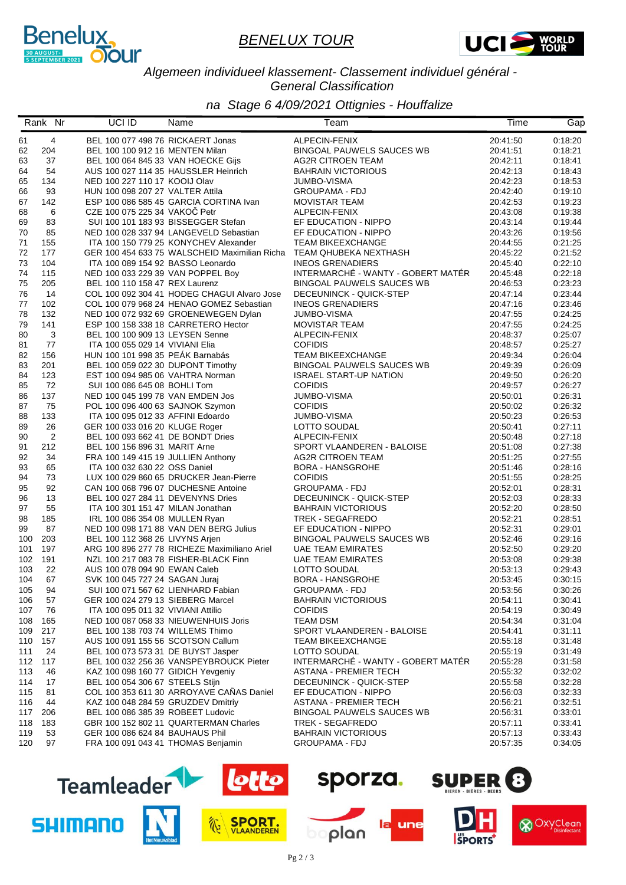# BENELUX TOUR

*Algemeen individueel klassement- Classement individuel général - General Classification*

*na Stage 6 4/09/2021 Ottignies - Houffalize*

| Rank | Nr | UCI ID | Name | Team | Time | Gap |
|---|---|---|---|---|---|---|
| 61 | 4 | BEL 100 077 498 76 | RICKAERT Jonas | ALPECIN-FENIX | 20:41:50 | 0:18:20 |
| 62 | 204 | BEL 100 100 912 16 | MENTEN Milan | BINGOAL PAUWELS SAUCES WB | 20:41:51 | 0:18:21 |
| 63 | 37 | BEL 100 064 845 33 | VAN HOECKE Gijs | AG2R CITROEN TEAM | 20:42:11 | 0:18:41 |
| 64 | 54 | AUS 100 027 114 35 | HAUSSLER Heinrich | BAHRAIN VICTORIOUS | 20:42:13 | 0:18:43 |
| 65 | 134 | NED 100 227 110 17 | KOOIJ Olav | JUMBO-VISMA | 20:42:23 | 0:18:53 |
| 66 | 93 | HUN 100 098 207 27 | VALTER Attila | GROUPAMA - FDJ | 20:42:40 | 0:19:10 |
| 67 | 142 | ESP 100 086 585 45 | GARCIA CORTINA Ivan | MOVISTAR TEAM | 20:42:53 | 0:19:23 |
| 68 | 6 | CZE 100 075 225 34 | VAKOČ Petr | ALPECIN-FENIX | 20:43:08 | 0:19:38 |
| 69 | 83 | SUI 100 101 183 93 | BISSEGGER Stefan | EF EDUCATION - NIPPO | 20:43:14 | 0:19:44 |
| 70 | 85 | NED 100 028 337 94 | LANGEVELD Sebastian | EF EDUCATION - NIPPO | 20:43:26 | 0:19:56 |
| 71 | 155 | ITA 100 150 779 25 | KONYCHEV Alexander | TEAM BIKEEXCHANGE | 20:44:55 | 0:21:25 |
| 72 | 177 | GER 100 454 633 75 | WALSCHEID Maximilian Richa | TEAM QHUBEKA NEXTHASH | 20:45:22 | 0:21:52 |
| 73 | 104 | ITA 100 089 154 92 | BASSO Leonardo | INEOS GRENADIERS | 20:45:40 | 0:22:10 |
| 74 | 115 | NED 100 033 229 39 | VAN POPPEL Boy | INTERMARCHÉ - WANTY - GOBERT MATÉR | 20:45:48 | 0:22:18 |
| 75 | 205 | BEL 100 110 158 47 | REX Laurenz | BINGOAL PAUWELS SAUCES WB | 20:46:53 | 0:23:23 |
| 76 | 14 | COL 100 092 304 41 | HODEG CHAGUI Alvaro Jose | DECEUNINCK - QUICK-STEP | 20:47:14 | 0:23:44 |
| 77 | 102 | COL 100 079 968 24 | HENAO GOMEZ Sebastian | INEOS GRENADIERS | 20:47:16 | 0:23:46 |
| 78 | 132 | NED 100 072 932 69 | GROENEWEGEN Dylan | JUMBO-VISMA | 20:47:55 | 0:24:25 |
| 79 | 141 | ESP 100 158 338 18 | CARRETERO Hector | MOVISTAR TEAM | 20:47:55 | 0:24:25 |
| 80 | 3 | BEL 100 100 909 13 | LEYSEN Senne | ALPECIN-FENIX | 20:48:37 | 0:25:07 |
| 81 | 77 | ITA 100 055 029 14 | VIVIANI Elia | COFIDIS | 20:48:57 | 0:25:27 |
| 82 | 156 | HUN 100 101 998 35 | PEÁK Barnabás | TEAM BIKEEXCHANGE | 20:49:34 | 0:26:04 |
| 83 | 201 | BEL 100 059 022 30 | DUPONT Timothy | BINGOAL PAUWELS SAUCES WB | 20:49:39 | 0:26:09 |
| 84 | 123 | EST 100 094 985 06 | VAHTRA Norman | ISRAEL START-UP NATION | 20:49:50 | 0:26:20 |
| 85 | 72 | SUI 100 086 645 08 | BOHLI Tom | COFIDIS | 20:49:57 | 0:26:27 |
| 86 | 137 | NED 100 045 199 78 | VAN EMDEN Jos | JUMBO-VISMA | 20:50:01 | 0:26:31 |
| 87 | 75 | POL 100 096 400 63 | SAJNOK Szymon | COFIDIS | 20:50:02 | 0:26:32 |
| 88 | 133 | ITA 100 095 012 33 | AFFINI Edoardo | JUMBO-VISMA | 20:50:23 | 0:26:53 |
| 89 | 26 | GER 100 033 016 20 | KLUGE Roger | LOTTO SOUDAL | 20:50:41 | 0:27:11 |
| 90 | 2 | BEL 100 093 662 41 | DE BONDT Dries | ALPECIN-FENIX | 20:50:48 | 0:27:18 |
| 91 | 212 | BEL 100 156 896 31 | MARIT Arne | SPORT VLAANDEREN - BALOISE | 20:51:08 | 0:27:38 |
| 92 | 34 | FRA 100 149 415 19 | JULLIEN Anthony | AG2R CITROEN TEAM | 20:51:25 | 0:27:55 |
| 93 | 65 | ITA 100 032 630 22 | OSS Daniel | BORA - HANSGROHE | 20:51:46 | 0:28:16 |
| 94 | 73 | LUX 100 029 860 65 | DRUCKER Jean-Pierre | COFIDIS | 20:51:55 | 0:28:25 |
| 95 | 92 | CAN 100 068 796 07 | DUCHESNE Antoine | GROUPAMA - FDJ | 20:52:01 | 0:28:31 |
| 96 | 13 | BEL 100 027 284 11 | DEVENYNS Dries | DECEUNINCK - QUICK-STEP | 20:52:03 | 0:28:33 |
| 97 | 55 | ITA 100 301 151 47 | MILAN Jonathan | BAHRAIN VICTORIOUS | 20:52:20 | 0:28:50 |
| 98 | 185 | IRL 100 086 354 08 | MULLEN Ryan | TREK - SEGAFREDO | 20:52:21 | 0:28:51 |
| 99 | 87 | NED 100 098 171 88 | VAN DEN BERG Julius | EF EDUCATION - NIPPO | 20:52:31 | 0:29:01 |
| 100 | 203 | BEL 100 112 368 26 | LIVYNS Arjen | BINGOAL PAUWELS SAUCES WB | 20:52:46 | 0:29:16 |
| 101 | 197 | ARG 100 896 277 78 | RICHEZE Maximiliano Ariel | UAE TEAM EMIRATES | 20:52:50 | 0:29:20 |
| 102 | 191 | NZL 100 217 083 78 | FISHER-BLACK Finn | UAE TEAM EMIRATES | 20:53:08 | 0:29:38 |
| 103 | 22 | AUS 100 078 094 90 | EWAN Caleb | LOTTO SOUDAL | 20:53:13 | 0:29:43 |
| 104 | 67 | SVK 100 045 727 24 | SAGAN Juraj | BORA - HANSGROHE | 20:53:45 | 0:30:15 |
| 105 | 94 | SUI 100 071 567 62 | LIENHARD Fabian | GROUPAMA - FDJ | 20:53:56 | 0:30:26 |
| 106 | 57 | GER 100 024 279 13 | SIEBERG Marcel | BAHRAIN VICTORIOUS | 20:54:11 | 0:30:41 |
| 107 | 76 | ITA 100 095 011 32 | VIVIANI Attilio | COFIDIS | 20:54:19 | 0:30:49 |
| 108 | 165 | NED 100 087 058 33 | NIEUWENHUIS Joris | TEAM DSM | 20:54:34 | 0:31:04 |
| 109 | 217 | BEL 100 138 703 74 | WILLEMS Thimo | SPORT VLAANDEREN - BALOISE | 20:54:41 | 0:31:11 |
| 110 | 157 | AUS 100 091 155 56 | SCOTSON Callum | TEAM BIKEEXCHANGE | 20:55:18 | 0:31:48 |
| 111 | 24 | BEL 100 073 573 31 | DE BUYST Jasper | LOTTO SOUDAL | 20:55:19 | 0:31:49 |
| 112 | 117 | BEL 100 032 256 36 | VANSPEYBROUCK Pieter | INTERMARCHÉ - WANTY - GOBERT MATÉR | 20:55:28 | 0:31:58 |
| 113 | 46 | KAZ 100 098 160 77 | GIDICH Yevgeniy | ASTANA - PREMIER TECH | 20:55:32 | 0:32:02 |
| 114 | 17 | BEL 100 054 306 67 | STEELS Stijn | DECEUNINCK - QUICK-STEP | 20:55:58 | 0:32:28 |
| 115 | 81 | COL 100 353 611 30 | ARROYAVE CAÑAS Daniel | EF EDUCATION - NIPPO | 20:56:03 | 0:32:33 |
| 116 | 44 | KAZ 100 048 284 59 | GRUZDEV Dmitriy | ASTANA - PREMIER TECH | 20:56:21 | 0:32:51 |
| 117 | 206 | BEL 100 086 385 39 | ROBEET Ludovic | BINGOAL PAUWELS SAUCES WB | 20:56:31 | 0:33:01 |
| 118 | 183 | GBR 100 152 802 11 | QUARTERMAN Charles | TREK - SEGAFREDO | 20:57:11 | 0:33:41 |
| 119 | 53 | GER 100 086 624 84 | BAUHAUS Phil | BAHRAIN VICTORIOUS | 20:57:13 | 0:33:43 |
| 120 | 97 | FRA 100 091 043 41 | THOMAS Benjamin | GROUPAMA - FDJ | 20:57:35 | 0:34:05 |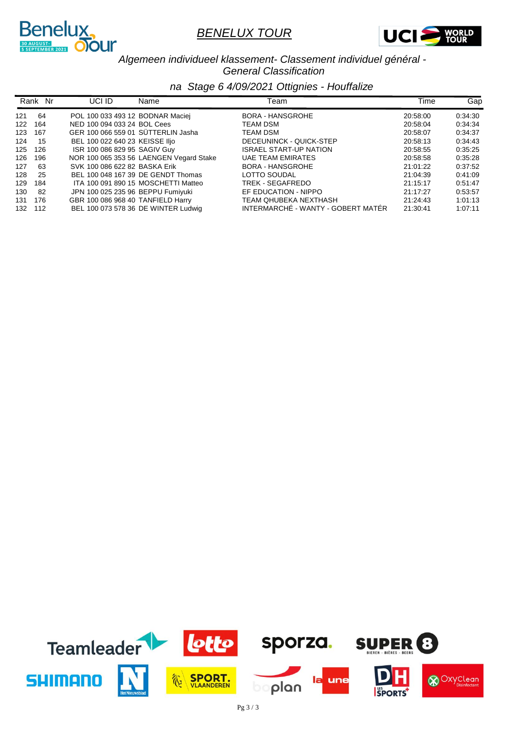# BENELUX TOUR

*Algemeen individueel klassement- Classement individuel général - General Classification*

*na Stage 6 4/09/2021 Ottignies - Houffalize*

| Rank | Nr | UCI ID | Name | Team | Time | Gap |
|---|---|---|---|---|---|---|
| 121 | 64 | POL 100 033 493 12 | BODNAR Maciej | BORA - HANSGROHE | 20:58:00 | 0:34:30 |
| 122 | 164 | NED 100 094 033 24 | BOL Cees | TEAM DSM | 20:58:04 | 0:34:34 |
| 123 | 167 | GER 100 066 559 01 | SÜTTERLIN Jasha | TEAM DSM | 20:58:07 | 0:34:37 |
| 124 | 15 | BEL 100 022 640 23 | KEISSE Iljo | DECEUNINCK - QUICK-STEP | 20:58:13 | 0:34:43 |
| 125 | 126 | ISR 100 086 829 95 | SAGIV Guy | ISRAEL START-UP NATION | 20:58:55 | 0:35:25 |
| 126 | 196 | NOR 100 065 353 56 | LAENGEN Vegard Stake | UAE TEAM EMIRATES | 20:58:58 | 0:35:28 |
| 127 | 63 | SVK 100 086 622 82 | BASKA Erik | BORA - HANSGROHE | 21:01:22 | 0:37:52 |
| 128 | 25 | BEL 100 048 167 39 | DE GENDT Thomas | LOTTO SOUDAL | 21:04:39 | 0:41:09 |
| 129 | 184 | ITA 100 091 890 15 | MOSCHETTI Matteo | TREK - SEGAFREDO | 21:15:17 | 0:51:47 |
| 130 | 82 | JPN 100 025 235 96 | BEPPU Fumiyuki | EF EDUCATION - NIPPO | 21:17:27 | 0:53:57 |
| 131 | 176 | GBR 100 086 968 40 | TANFIELD Harry | TEAM QHUBEKA NEXTHASH | 21:24:43 | 1:01:13 |
| 132 | 112 | BEL 100 073 578 36 | DE WINTER Ludwig | INTERMARCHÉ - WANTY - GOBERT MATÉR | 21:30:41 | 1:07:11 |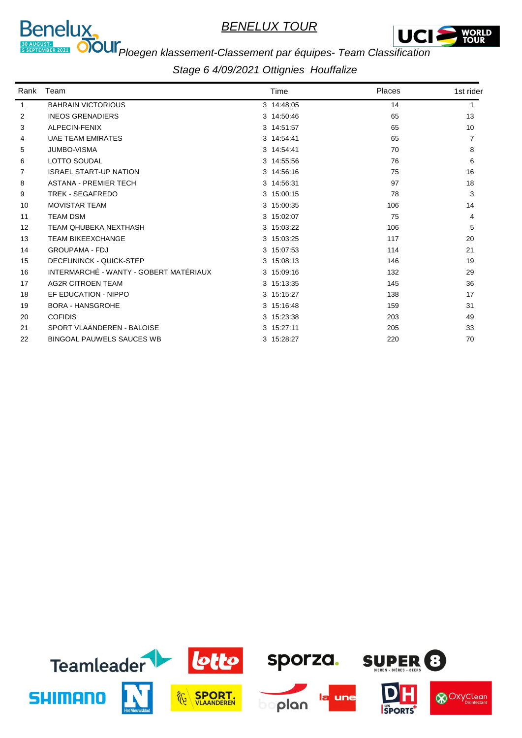# BENELUX TOUR

## Ploegen klassement-Classement par équipes- Team Classification

### Stage 6 4/09/2021 Ottignies Houffalize

| Rank | Team | Time | Places | 1st rider |
|---|---|---|---|---|
| 1 | BAHRAIN VICTORIOUS | 3 14:48:05 | 14 | 1 |
| 2 | INEOS GRENADIERS | 3 14:50:46 | 65 | 13 |
| 3 | ALPECIN-FENIX | 3 14:51:57 | 65 | 10 |
| 4 | UAE TEAM EMIRATES | 3 14:54:41 | 65 | 7 |
| 5 | JUMBO-VISMA | 3 14:54:41 | 70 | 8 |
| 6 | LOTTO SOUDAL | 3 14:55:56 | 76 | 6 |
| 7 | ISRAEL START-UP NATION | 3 14:56:16 | 75 | 16 |
| 8 | ASTANA - PREMIER TECH | 3 14:56:31 | 97 | 18 |
| 9 | TREK - SEGAFREDO | 3 15:00:15 | 78 | 3 |
| 10 | MOVISTAR TEAM | 3 15:00:35 | 106 | 14 |
| 11 | TEAM DSM | 3 15:02:07 | 75 | 4 |
| 12 | TEAM QHUBEKA NEXTHASH | 3 15:03:22 | 106 | 5 |
| 13 | TEAM BIKEEXCHANGE | 3 15:03:25 | 117 | 20 |
| 14 | GROUPAMA - FDJ | 3 15:07:53 | 114 | 21 |
| 15 | DECEUNINCK - QUICK-STEP | 3 15:08:13 | 146 | 19 |
| 16 | INTERMARCHÉ - WANTY - GOBERT MATÉRIAUX | 3 15:09:16 | 132 | 29 |
| 17 | AG2R CITROEN TEAM | 3 15:13:35 | 145 | 36 |
| 18 | EF EDUCATION - NIPPO | 3 15:15:27 | 138 | 17 |
| 19 | BORA - HANSGROHE | 3 15:16:48 | 159 | 31 |
| 20 | COFIDIS | 3 15:23:38 | 203 | 49 |
| 21 | SPORT VLAANDEREN - BALOISE | 3 15:27:11 | 205 | 33 |
| 22 | BINGOAL PAUWELS SAUCES WB | 3 15:28:27 | 220 | 70 |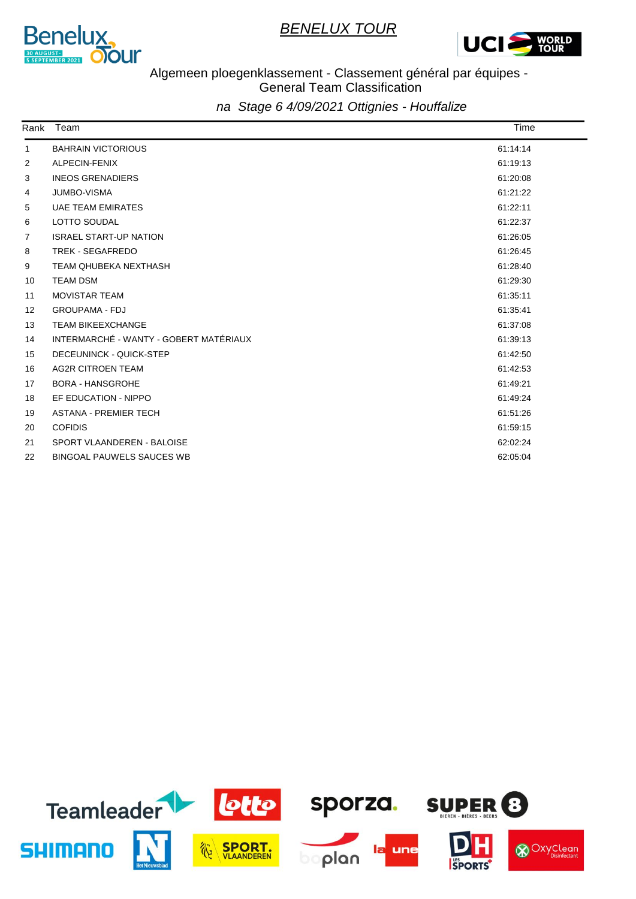# BENELUX TOUR

## Algemeen ploegenklassement - Classement général par équipes - General Team Classification

*na Stage 6 4/09/2021 Ottignies - Houffalize*

| Rank | Team | Time |
|---|---|---|
| 1 | BAHRAIN VICTORIOUS | 61:14:14 |
| 2 | ALPECIN-FENIX | 61:19:13 |
| 3 | INEOS GRENADIERS | 61:20:08 |
| 4 | JUMBO-VISMA | 61:21:22 |
| 5 | UAE TEAM EMIRATES | 61:22:11 |
| 6 | LOTTO SOUDAL | 61:22:37 |
| 7 | ISRAEL START-UP NATION | 61:26:05 |
| 8 | TREK - SEGAFREDO | 61:26:45 |
| 9 | TEAM QHUBEKA NEXTHASH | 61:28:40 |
| 10 | TEAM DSM | 61:29:30 |
| 11 | MOVISTAR TEAM | 61:35:11 |
| 12 | GROUPAMA - FDJ | 61:35:41 |
| 13 | TEAM BIKEEXCHANGE | 61:37:08 |
| 14 | INTERMARCHÉ - WANTY - GOBERT MATÉRIAUX | 61:39:13 |
| 15 | DECEUNINCK - QUICK-STEP | 61:42:50 |
| 16 | AG2R CITROEN TEAM | 61:42:53 |
| 17 | BORA - HANSGROHE | 61:49:21 |
| 18 | EF EDUCATION - NIPPO | 61:49:24 |
| 19 | ASTANA - PREMIER TECH | 61:51:26 |
| 20 | COFIDIS | 61:59:15 |
| 21 | SPORT VLAANDEREN - BALOISE | 62:02:24 |
| 22 | BINGOAL PAUWELS SAUCES WB | 62:05:04 |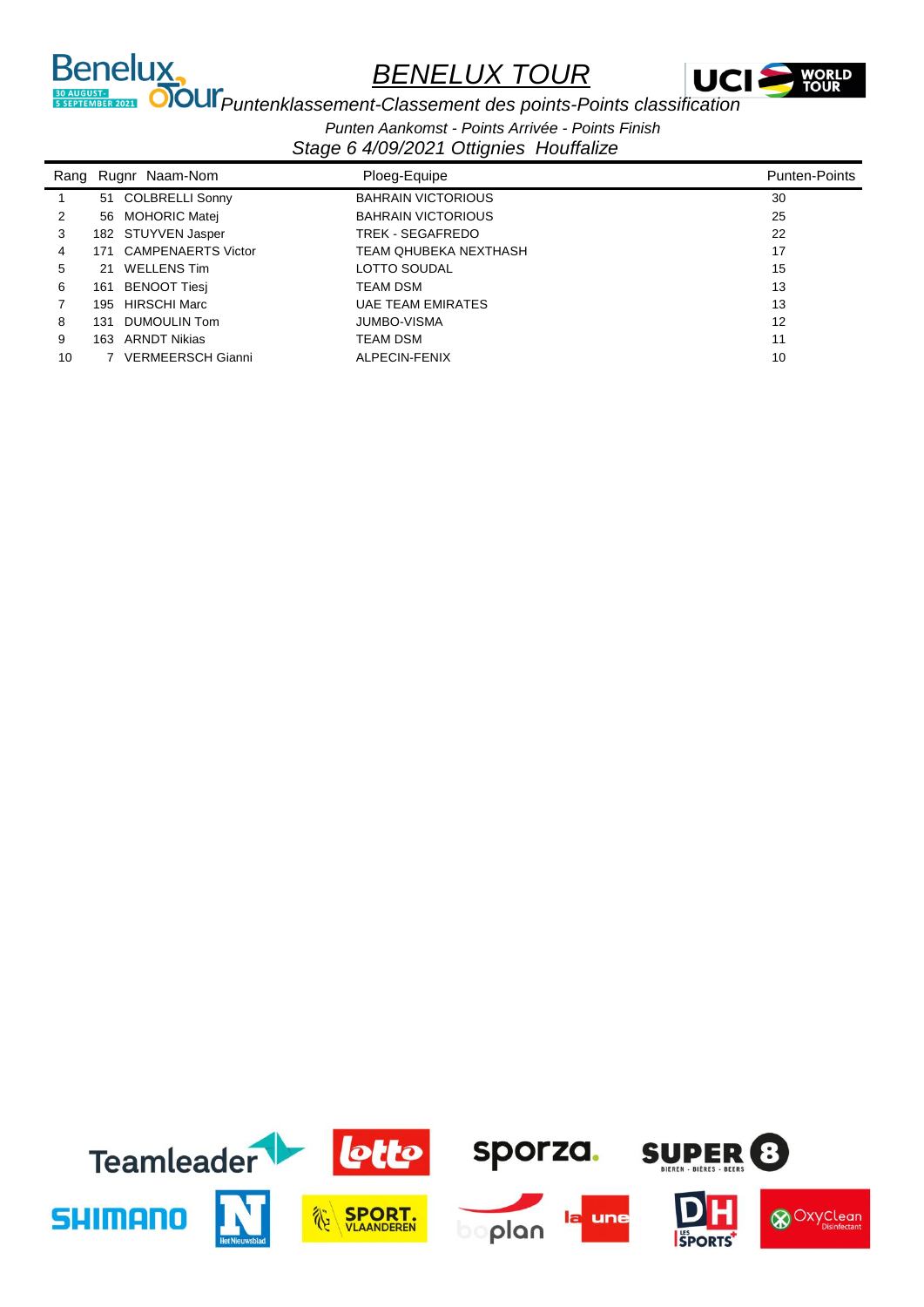# BENELUX TOUR

## Puntenklassement-Classement des points-Points classification

*Punten Aankomst - Points Arrivée - Points Finish*

*Stage 6 4/09/2021 Ottignies Houffalize*

| Rang | Rugnr | Naam-Nom | Ploeg-Equipe | Punten-Points |
|---|---|---|---|---|
| 1 | 51 | COLBRELLI Sonny | BAHRAIN VICTORIOUS | 30 |
| 2 | 56 | MOHORIC Matej | BAHRAIN VICTORIOUS | 25 |
| 3 | 182 | STUYVEN Jasper | TREK - SEGAFREDO | 22 |
| 4 | 171 | CAMPENAERTS Victor | TEAM QHUBEKA NEXTHASH | 17 |
| 5 | 21 | WELLENS Tim | LOTTO SOUDAL | 15 |
| 6 | 161 | BENOOT Tiesj | TEAM DSM | 13 |
| 7 | 195 | HIRSCHI Marc | UAE TEAM EMIRATES | 13 |
| 8 | 131 | DUMOULIN Tom | JUMBO-VISMA | 12 |
| 9 | 163 | ARNDT Nikias | TEAM DSM | 11 |
| 10 | 7 | VERMEERSCH Gianni | ALPECIN-FENIX | 10 |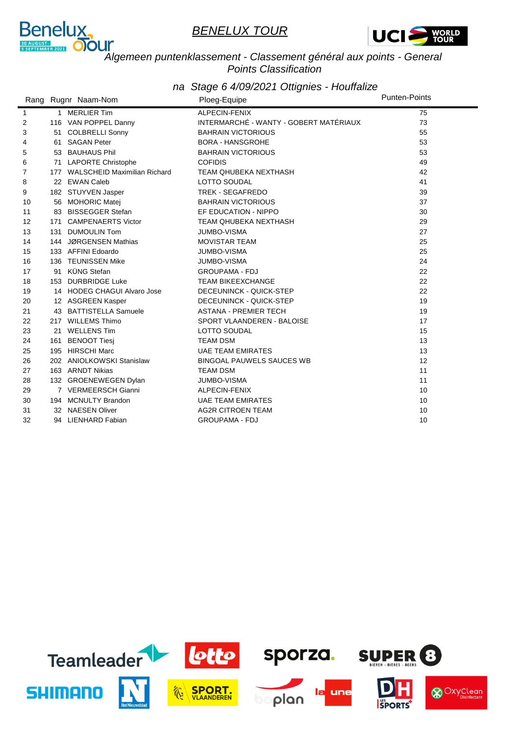# BENELUX TOUR

*Algemeen puntenklassement - Classement général aux points - General Points Classification*

*na Stage 6 4/09/2021 Ottignies - Houffalize*

| Rang | Rugnr | Naam-Nom | Ploeg-Equipe | Punten-Points |
|---|---|---|---|---|
| 1 | 1 | MERLIER Tim | ALPECIN-FENIX | 75 |
| 2 | 116 | VAN POPPEL Danny | INTERMARCHÉ - WANTY - GOBERT MATÉRIAUX | 73 |
| 3 | 51 | COLBRELLI Sonny | BAHRAIN VICTORIOUS | 55 |
| 4 | 61 | SAGAN Peter | BORA - HANSGROHE | 53 |
| 5 | 53 | BAUHAUS Phil | BAHRAIN VICTORIOUS | 53 |
| 6 | 71 | LAPORTE Christophe | COFIDIS | 49 |
| 7 | 177 | WALSCHEID Maximilian Richard | TEAM QHUBEKA NEXTHASH | 42 |
| 8 | 22 | EWAN Caleb | LOTTO SOUDAL | 41 |
| 9 | 182 | STUYVEN Jasper | TREK - SEGAFREDO | 39 |
| 10 | 56 | MOHORIC Matej | BAHRAIN VICTORIOUS | 37 |
| 11 | 83 | BISSEGGER Stefan | EF EDUCATION - NIPPO | 30 |
| 12 | 171 | CAMPENAERTS Victor | TEAM QHUBEKA NEXTHASH | 29 |
| 13 | 131 | DUMOULIN Tom | JUMBO-VISMA | 27 |
| 14 | 144 | JØRGENSEN Mathias | MOVISTAR TEAM | 25 |
| 15 | 133 | AFFINI Edoardo | JUMBO-VISMA | 25 |
| 16 | 136 | TEUNISSEN Mike | JUMBO-VISMA | 24 |
| 17 | 91 | KÜNG Stefan | GROUPAMA - FDJ | 22 |
| 18 | 153 | DURBRIDGE Luke | TEAM BIKEEXCHANGE | 22 |
| 19 | 14 | HODEG CHAGUI Alvaro Jose | DECEUNINCK - QUICK-STEP | 22 |
| 20 | 12 | ASGREEN Kasper | DECEUNINCK - QUICK-STEP | 19 |
| 21 | 43 | BATTISTELLA Samuele | ASTANA - PREMIER TECH | 19 |
| 22 | 217 | WILLEMS Thimo | SPORT VLAANDEREN - BALOISE | 17 |
| 23 | 21 | WELLENS Tim | LOTTO SOUDAL | 15 |
| 24 | 161 | BENOOT Tiesj | TEAM DSM | 13 |
| 25 | 195 | HIRSCHI Marc | UAE TEAM EMIRATES | 13 |
| 26 | 202 | ANIOLKOWSKI Stanislaw | BINGOAL PAUWELS SAUCES WB | 12 |
| 27 | 163 | ARNDT Nikias | TEAM DSM | 11 |
| 28 | 132 | GROENEWEGEN Dylan | JUMBO-VISMA | 11 |
| 29 | 7 | VERMEERSCH Gianni | ALPECIN-FENIX | 10 |
| 30 | 194 | MCNULTY Brandon | UAE TEAM EMIRATES | 10 |
| 31 | 32 | NAESEN Oliver | AG2R CITROEN TEAM | 10 |
| 32 | 94 | LIENHARD Fabian | GROUPAMA - FDJ | 10 |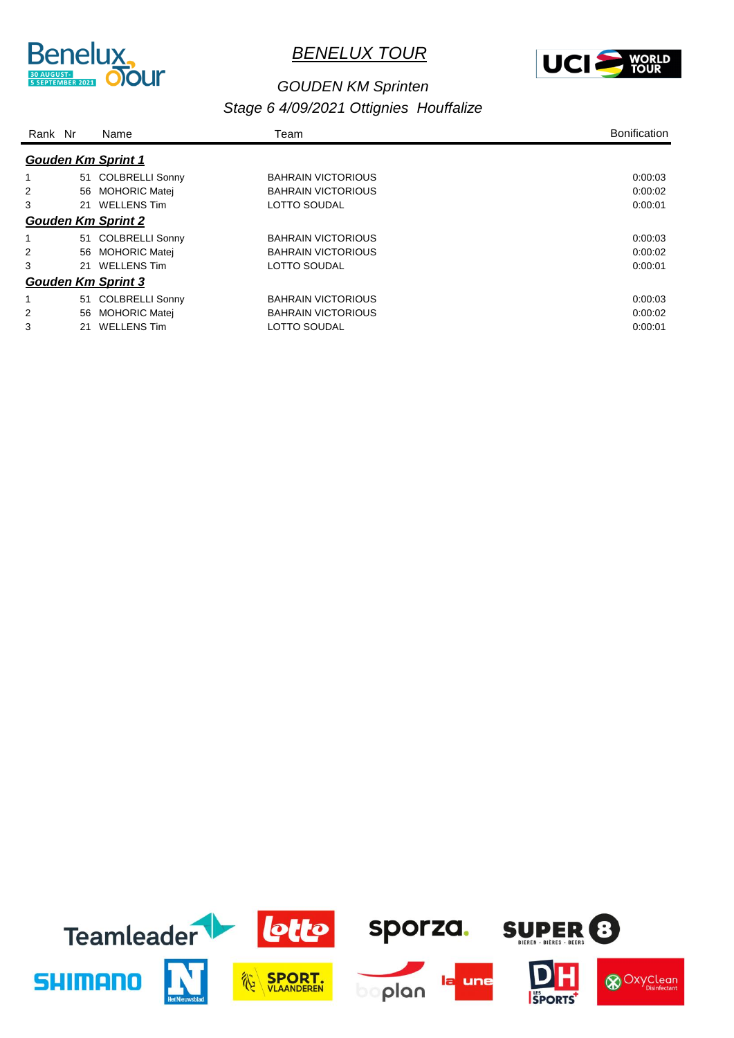# BENELUX TOUR

## GOUDEN KM Sprinten

### Stage 6 4/09/2021 Ottignies Houffalize

| Rank | Nr | Name | Team | Bonification |
|---|---|---|---|---|
| ***Gouden Km Sprint 1*** | | | | |
| 1 | 51 | COLBRELLI Sonny | BAHRAIN VICTORIOUS | 0:00:03 |
| 2 | 56 | MOHORIC Matej | BAHRAIN VICTORIOUS | 0:00:02 |
| 3 | 21 | WELLENS Tim | LOTTO SOUDAL | 0:00:01 |
| ***Gouden Km Sprint 2*** | | | | |
| 1 | 51 | COLBRELLI Sonny | BAHRAIN VICTORIOUS | 0:00:03 |
| 2 | 56 | MOHORIC Matej | BAHRAIN VICTORIOUS | 0:00:02 |
| 3 | 21 | WELLENS Tim | LOTTO SOUDAL | 0:00:01 |
| ***Gouden Km Sprint 3*** | | | | |
| 1 | 51 | COLBRELLI Sonny | BAHRAIN VICTORIOUS | 0:00:03 |
| 2 | 56 | MOHORIC Matej | BAHRAIN VICTORIOUS | 0:00:02 |
| 3 | 21 | WELLENS Tim | LOTTO SOUDAL | 0:00:01 |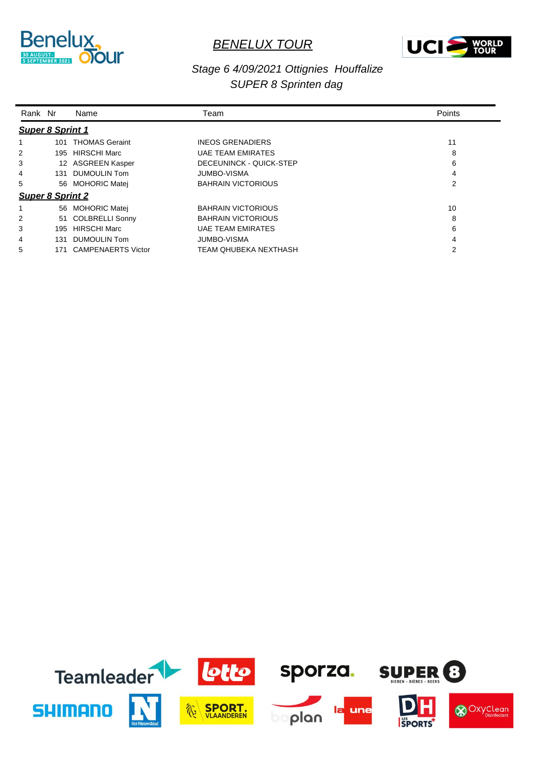# *BENELUX TOUR*

*Stage 6 4/09/2021 Ottignies Houffalize*
*SUPER 8 Sprinten dag*

| Rank | Nr | Name | Team | Points |
|---|---|---|---|---|
| ***Super 8 Sprint 1*** | | | | |
| 1 | 101 | THOMAS Geraint | INEOS GRENADIERS | 11 |
| 2 | 195 | HIRSCHI Marc | UAE TEAM EMIRATES | 8 |
| 3 | 12 | ASGREEN Kasper | DECEUNINCK - QUICK-STEP | 6 |
| 4 | 131 | DUMOULIN Tom | JUMBO-VISMA | 4 |
| 5 | 56 | MOHORIC Matej | BAHRAIN VICTORIOUS | 2 |
| ***Super 8 Sprint 2*** | | | | |
| 1 | 56 | MOHORIC Matej | BAHRAIN VICTORIOUS | 10 |
| 2 | 51 | COLBRELLI Sonny | BAHRAIN VICTORIOUS | 8 |
| 3 | 195 | HIRSCHI Marc | UAE TEAM EMIRATES | 6 |
| 4 | 131 | DUMOULIN Tom | JUMBO-VISMA | 4 |
| 5 | 171 | CAMPENAERTS Victor | TEAM QHUBEKA NEXTHASH | 2 |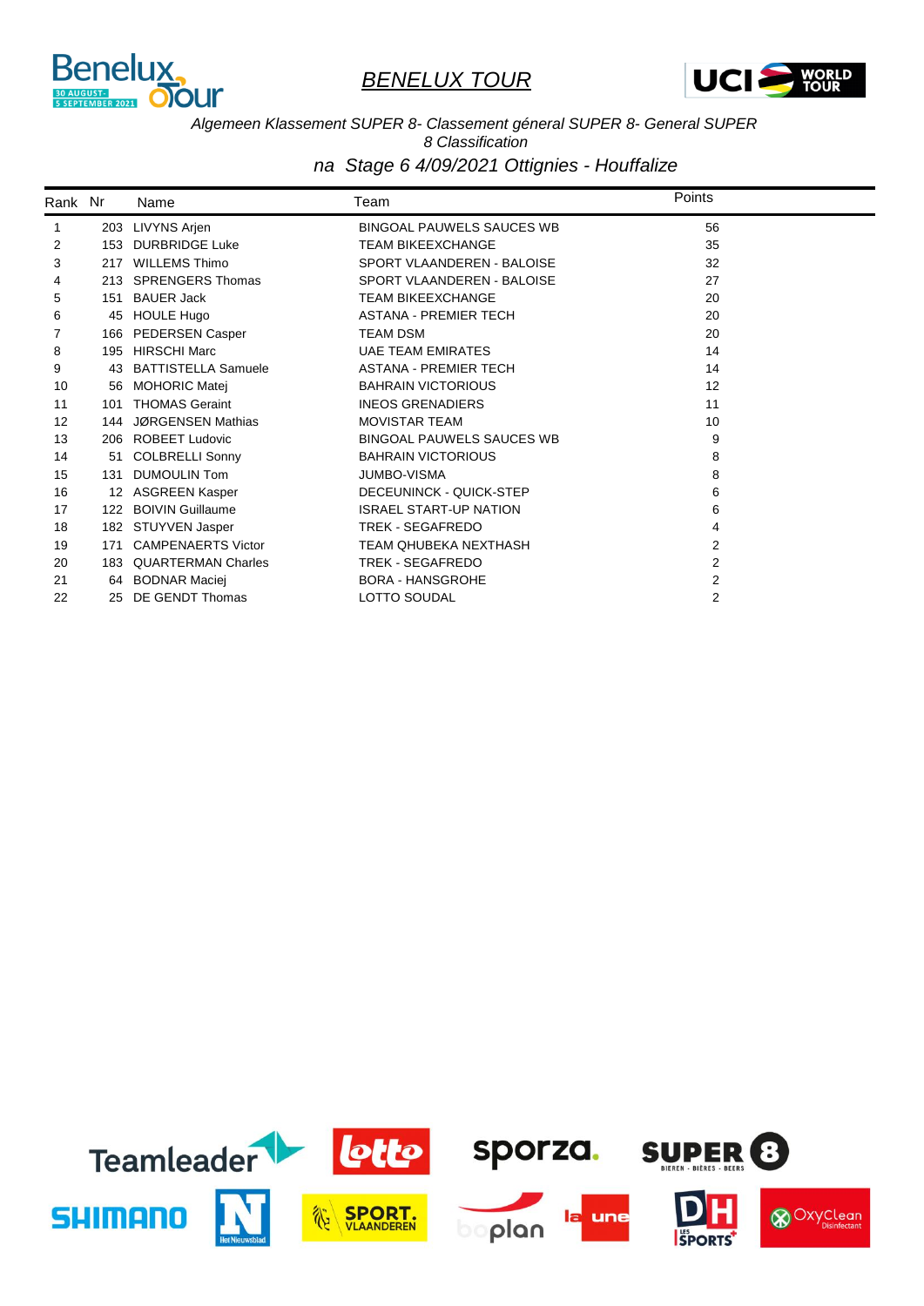# BENELUX TOUR

*Algemeen Klassement SUPER 8- Classement géneral SUPER 8- General SUPER 8 Classification*

*na Stage 6 4/09/2021 Ottignies - Houffalize*

| Rank | Nr | Name | Team | Points |
|---|---|---|---|---|
| 1 | 203 | LIVYNS Arjen | BINGOAL PAUWELS SAUCES WB | 56 |
| 2 | 153 | DURBRIDGE Luke | TEAM BIKEEXCHANGE | 35 |
| 3 | 217 | WILLEMS Thimo | SPORT VLAANDEREN - BALOISE | 32 |
| 4 | 213 | SPRENGERS Thomas | SPORT VLAANDEREN - BALOISE | 27 |
| 5 | 151 | BAUER Jack | TEAM BIKEEXCHANGE | 20 |
| 6 | 45 | HOULE Hugo | ASTANA - PREMIER TECH | 20 |
| 7 | 166 | PEDERSEN Casper | TEAM DSM | 20 |
| 8 | 195 | HIRSCHI Marc | UAE TEAM EMIRATES | 14 |
| 9 | 43 | BATTISTELLA Samuele | ASTANA - PREMIER TECH | 14 |
| 10 | 56 | MOHORIC Matej | BAHRAIN VICTORIOUS | 12 |
| 11 | 101 | THOMAS Geraint | INEOS GRENADIERS | 11 |
| 12 | 144 | JØRGENSEN Mathias | MOVISTAR TEAM | 10 |
| 13 | 206 | ROBEET Ludovic | BINGOAL PAUWELS SAUCES WB | 9 |
| 14 | 51 | COLBRELLI Sonny | BAHRAIN VICTORIOUS | 8 |
| 15 | 131 | DUMOULIN Tom | JUMBO-VISMA | 8 |
| 16 | 12 | ASGREEN Kasper | DECEUNINCK - QUICK-STEP | 6 |
| 17 | 122 | BOIVIN Guillaume | ISRAEL START-UP NATION | 6 |
| 18 | 182 | STUYVEN Jasper | TREK - SEGAFREDO | 4 |
| 19 | 171 | CAMPENAERTS Victor | TEAM QHUBEKA NEXTHASH | 2 |
| 20 | 183 | QUARTERMAN Charles | TREK - SEGAFREDO | 2 |
| 21 | 64 | BODNAR Maciej | BORA - HANSGROHE | 2 |
| 22 | 25 | DE GENDT Thomas | LOTTO SOUDAL | 2 |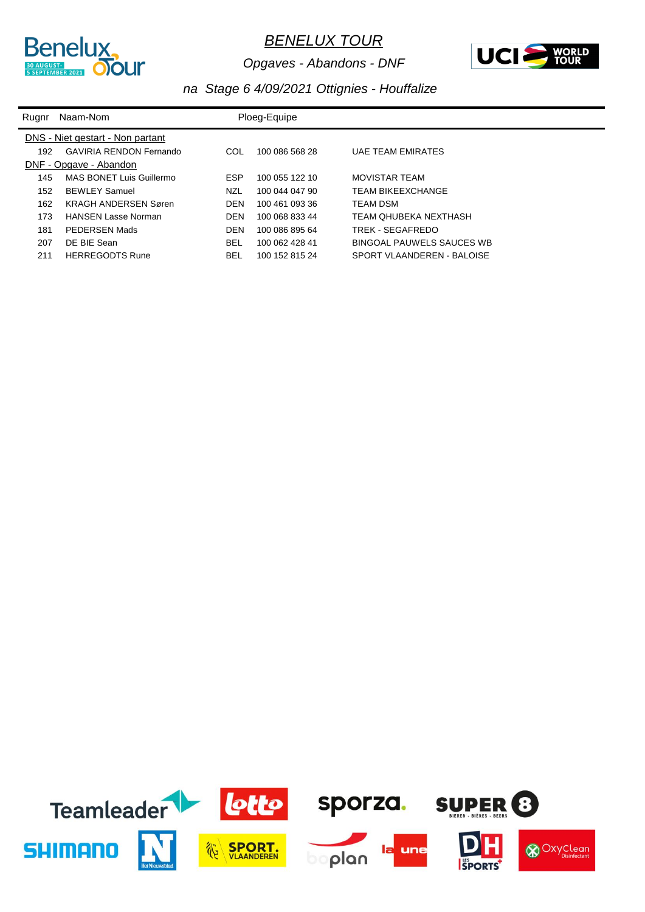# BENELUX TOUR

*Opgaves - Abandons - DNF*

*na Stage 6 4/09/2021 Ottignies - Houffalize*

| Rugnr | Naam-Nom | | Ploeg-Equipe | |
|---|---|---|---|---|
| **DNS - Niet gestart - Non partant** | | | | |
| 192 | GAVIRIA RENDON Fernando | COL | 100 086 568 28 | UAE TEAM EMIRATES |
| **DNF - Opgave - Abandon** | | | | |
| 145 | MAS BONET Luis Guillermo | ESP | 100 055 122 10 | MOVISTAR TEAM |
| 152 | BEWLEY Samuel | NZL | 100 044 047 90 | TEAM BIKEEXCHANGE |
| 162 | KRAGH ANDERSEN Søren | DEN | 100 461 093 36 | TEAM DSM |
| 173 | HANSEN Lasse Norman | DEN | 100 068 833 44 | TEAM QHUBEKA NEXTHASH |
| 181 | PEDERSEN Mads | DEN | 100 086 895 64 | TREK - SEGAFREDO |
| 207 | DE BIE Sean | BEL | 100 062 428 41 | BINGOAL PAUWELS SAUCES WB |
| 211 | HERREGODTS Rune | BEL | 100 152 815 24 | SPORT VLAANDEREN - BALOISE |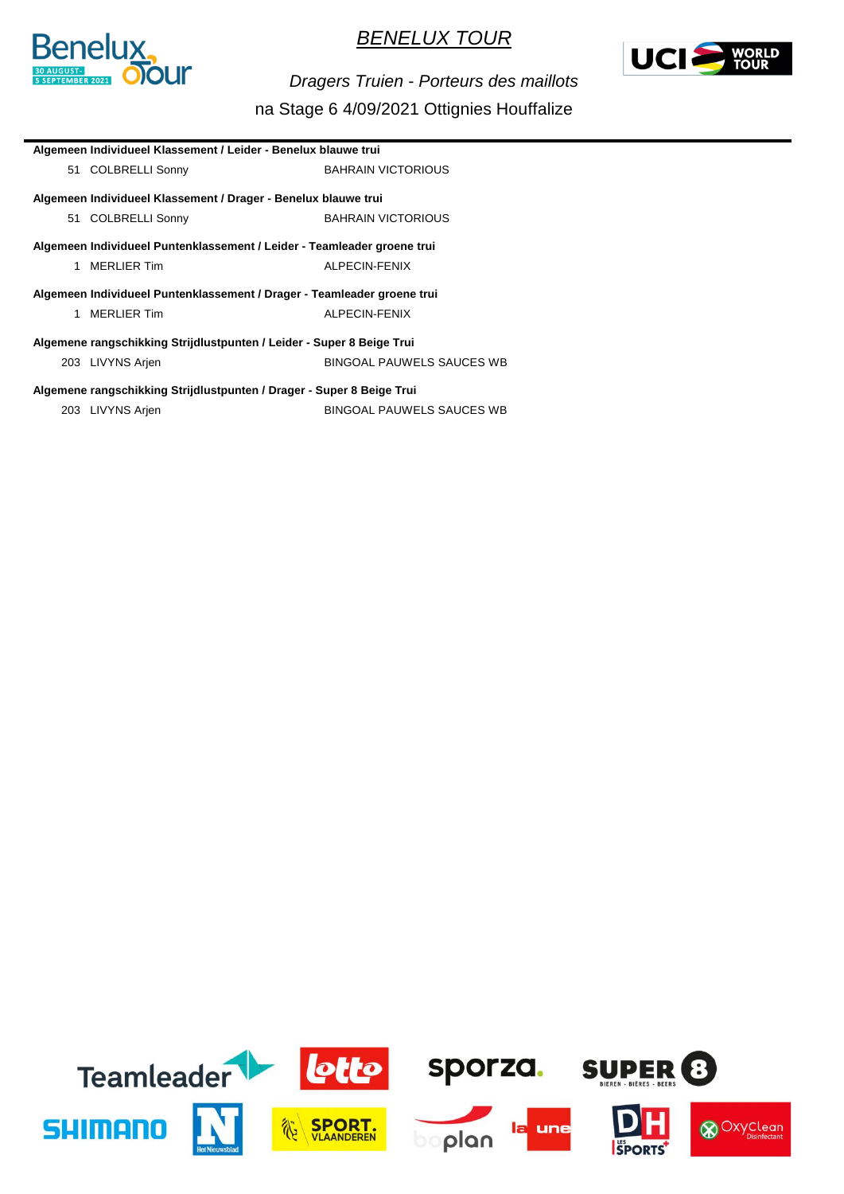# BENELUX TOUR

*Dragers Truien - Porteurs des maillots*

na Stage 6 4/09/2021 Ottignies Houffalize

**Algemeen Individueel Klassement / Leider - Benelux blauwe trui**

| | | |
|---|---|---|
| 51 | COLBRELLI Sonny | BAHRAIN VICTORIOUS |

**Algemeen Individueel Klassement / Drager - Benelux blauwe trui**

| | | |
|---|---|---|
| 51 | COLBRELLI Sonny | BAHRAIN VICTORIOUS |

**Algemeen Individueel Puntenklassement / Leider - Teamleader groene trui**

| | | |
|---|---|---|
| 1 | MERLIER Tim | ALPECIN-FENIX |

**Algemeen Individueel Puntenklassement / Drager - Teamleader groene trui**

| | | |
|---|---|---|
| 1 | MERLIER Tim | ALPECIN-FENIX |

**Algemene rangschikking Strijdlustpunten / Leider - Super 8 Beige Trui**

| | | |
|---|---|---|
| 203 | LIVYNS Arjen | BINGOAL PAUWELS SAUCES WB |

**Algemene rangschikking Strijdlustpunten / Drager - Super 8 Beige Trui**

| | | |
|---|---|---|
| 203 | LIVYNS Arjen | BINGOAL PAUWELS SAUCES WB |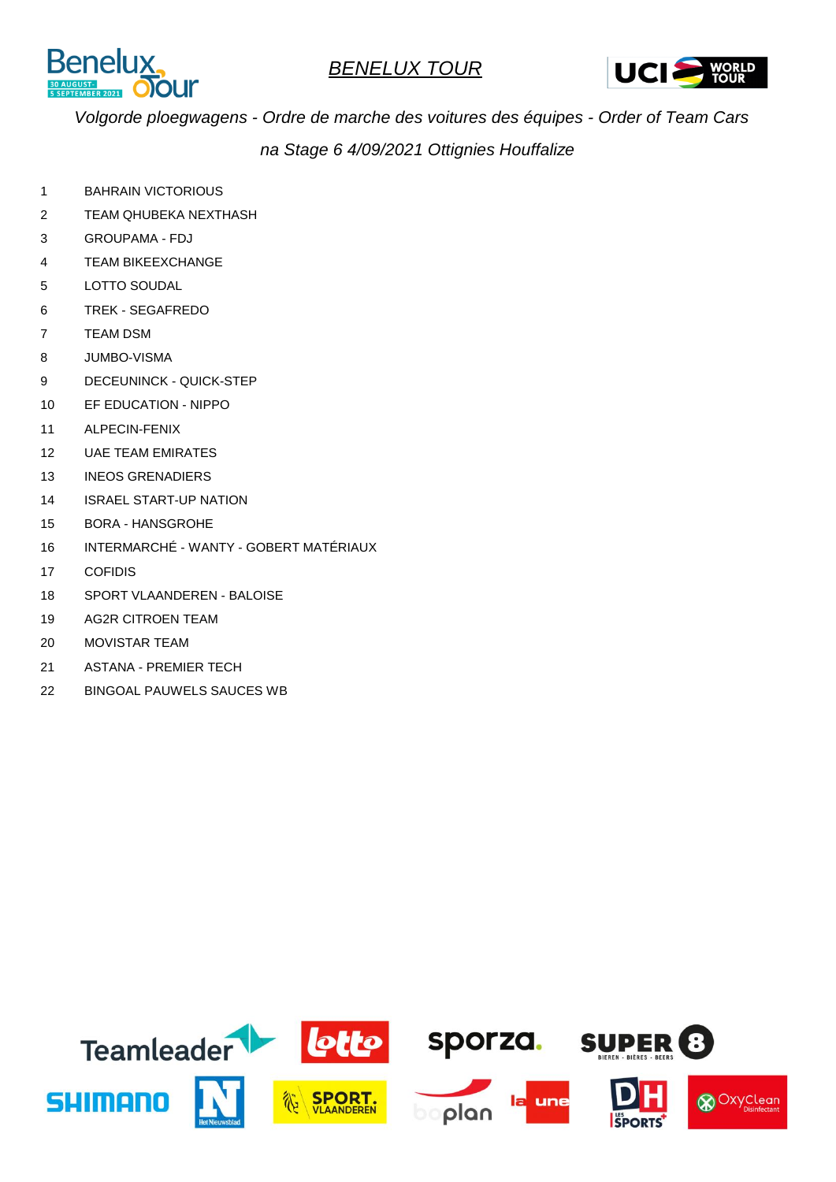# BENELUX TOUR

*Volgorde ploegwagens - Ordre de marche des voitures des équipes - Order of Team Cars*

*na Stage 6 4/09/2021 Ottignies Houffalize*

| | |
|---|---|
| 1 | BAHRAIN VICTORIOUS |
| 2 | TEAM QHUBEKA NEXTHASH |
| 3 | GROUPAMA - FDJ |
| 4 | TEAM BIKEEXCHANGE |
| 5 | LOTTO SOUDAL |
| 6 | TREK - SEGAFREDO |
| 7 | TEAM DSM |
| 8 | JUMBO-VISMA |
| 9 | DECEUNINCK - QUICK-STEP |
| 10 | EF EDUCATION - NIPPO |
| 11 | ALPECIN-FENIX |
| 12 | UAE TEAM EMIRATES |
| 13 | INEOS GRENADIERS |
| 14 | ISRAEL START-UP NATION |
| 15 | BORA - HANSGROHE |
| 16 | INTERMARCHÉ - WANTY - GOBERT MATÉRIAUX |
| 17 | COFIDIS |
| 18 | SPORT VLAANDEREN - BALOISE |
| 19 | AG2R CITROEN TEAM |
| 20 | MOVISTAR TEAM |
| 21 | ASTANA - PREMIER TECH |
| 22 | BINGOAL PAUWELS SAUCES WB |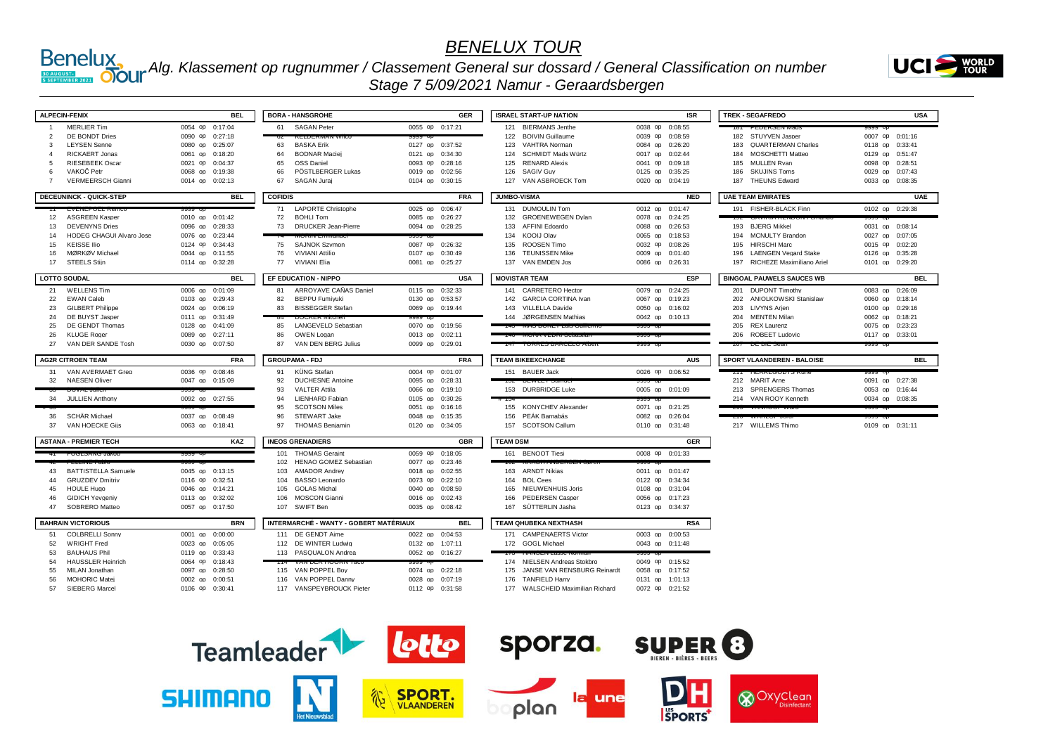# BENELUX TOUR

## *Alg. Klassement op rugnummer / Classement General sur dossard / General Classification on number*

## *Stage 7 5/09/2021 Namur - Geraardsbergen*

### ALPECIN-FENIX (BEL)

| # | Name | Rank | Time |
|---|---|---|---|
| 1 | MERLIER Tim | 0054 op | 0:17:04 |
| 2 | DE BONDT Dries | 0090 op | 0:27:18 |
| 3 | LEYSEN Senne | 0080 op | 0:25:07 |
| 4 | RICKAERT Jonas | 0061 op | 0:18:20 |
| 5 | RIESEBEEK Oscar | 0021 op | 0:04:37 |
| 6 | VAKOČ Petr | 0068 op | 0:19:38 |
| 7 | VERMEERSCH Gianni | 0014 op | 0:02:13 |

### DECEUNINCK - QUICK-STEP (BEL)

| # | Name | Rank | Time |
|---|---|---|---|
| ~~11~~ | ~~EVENEPOEL Remco~~ | ~~9999 op~~ | |
| 12 | ASGREEN Kasper | 0010 op | 0:01:42 |
| 13 | DEVENYNS Dries | 0096 op | 0:28:33 |
| 14 | HODEG CHAGUI Alvaro Jose | 0076 op | 0:23:44 |
| 15 | KEISSE Ilio | 0124 op | 0:34:43 |
| 16 | MØRKØV Michael | 0044 op | 0:11:55 |
| 17 | STEELS Stijn | 0114 op | 0:32:28 |

### LOTTO SOUDAL (BEL)

| # | Name | Rank | Time |
|---|---|---|---|
| 21 | WELLENS Tim | 0006 op | 0:01:09 |
| 22 | EWAN Caleb | 0103 op | 0:29:43 |
| 23 | GILBERT Philippe | 0024 op | 0:06:19 |
| 24 | DE BUYST Jasper | 0111 op | 0:31:49 |
| 25 | DE GENDT Thomas | 0128 op | 0:41:09 |
| 26 | KLUGE Roger | 0089 op | 0:27:11 |
| 27 | VAN DER SANDE Tosh | 0030 op | 0:07:50 |

### AG2R CITROEN TEAM (FRA)

| # | Name | Rank | Time |
|---|---|---|---|
| 31 | VAN AVERMAET Greg | 0036 op | 0:08:46 |
| 32 | NAESEN Oliver | 0047 op | 0:15:09 |
| ~~33~~ | ~~DUVAL Julien~~ | ~~9999 op~~ | |
| 34 | JULLIEN Anthony | 0092 op | 0:27:55 |
| ~~35~~ | | ~~9999 op~~ | |
| 36 | SCHÄR Michael | 0037 op | 0:08:49 |
| 37 | VAN HOECKE Gijs | 0063 op | 0:18:41 |

### ASTANA - PREMIER TECH (KAZ)

| # | Name | Rank | Time |
|---|---|---|---|
| ~~41~~ | ~~FUGLSANG Jakob~~ | ~~9999 op~~ | |
| ~~42~~ | | ~~9999 op~~ | |
| 43 | BATTISTELLA Samuele | 0045 op | 0:13:15 |
| 44 | GRUZDEV Dmitriy | 0116 op | 0:32:51 |
| 45 | HOULE Hugo | 0046 op | 0:14:21 |
| 46 | GIDICH Yevgeniy | 0113 op | 0:32:02 |
| 47 | SOBRERO Matteo | 0057 op | 0:17:50 |

### BAHRAIN VICTORIOUS (BRN)

| # | Name | Rank | Time |
|---|---|---|---|
| 51 | COLBRELLI Sonny | 0001 op | 0:00:00 |
| 52 | WRIGHT Fred | 0023 op | 0:05:05 |
| 53 | BAUHAUS Phil | 0119 op | 0:33:43 |
| 54 | HAUSSLER Heinrich | 0064 op | 0:18:43 |
| 55 | MILAN Jonathan | 0097 op | 0:28:50 |
| 56 | MOHORIC Matej | 0002 op | 0:00:51 |
| 57 | SIEBERG Marcel | 0106 op | 0:30:41 |

### BORA - HANSGROHE (GER)

| # | Name | Rank | Time |
|---|---|---|---|
| 61 | SAGAN Peter | 0055 op | 0:17:21 |
| ~~62~~ | ~~KELDERMAN Wilco~~ | ~~9999 op~~ | |
| 63 | BASKA Erik | 0127 op | 0:37:52 |
| 64 | BODNAR Maciej | 0121 op | 0:34:30 |
| 65 | OSS Daniel | 0093 op | 0:28:16 |
| 66 | PÖSTLBERGER Lukas | 0019 op | 0:02:56 |
| 67 | SAGAN Juraj | 0104 op | 0:30:15 |

### COFIDIS (FRA)

| # | Name | Rank | Time |
|---|---|---|---|
| 71 | LAPORTE Christophe | 0025 op | 0:06:47 |
| 72 | BOHLI Tom | 0085 op | 0:26:27 |
| 73 | DRUCKER Jean-Pierre | 0094 op | 0:28:25 |
| ~~74~~ | ~~MORIN Emmanuel~~ | ~~9999 op~~ | |
| 75 | SAJNOK Szymon | 0087 op | 0:26:32 |
| 76 | VIVIANI Attilio | 0107 op | 0:30:49 |
| 77 | VIVIANI Elia | 0081 op | 0:25:27 |

### EF EDUCATION - NIPPO (USA)

| # | Name | Rank | Time |
|---|---|---|---|
| 81 | ARROYAVE CAÑAS Daniel | 0115 op | 0:32:33 |
| 82 | BEPPU Fumiyuki | 0130 op | 0:53:57 |
| 83 | BISSEGGER Stefan | 0069 op | 0:19:44 |
| ~~84~~ | ~~DOCKER Mitchell~~ | ~~9999 op~~ | |
| 85 | LANGEVELD Sebastian | 0070 op | 0:19:56 |
| 86 | OWEN Logan | 0013 op | 0:02:11 |
| 87 | VAN DEN BERG Julius | 0099 op | 0:29:01 |

### GROUPAMA - FDJ (FRA)

| # | Name | Rank | Time |
|---|---|---|---|
| 91 | KÜNG Stefan | 0004 op | 0:01:07 |
| 92 | DUCHESNE Antoine | 0095 op | 0:28:31 |
| 93 | VALTER Attila | 0066 op | 0:19:10 |
| 94 | LIENHARD Fabian | 0105 op | 0:30:26 |
| 95 | SCOTSON Miles | 0051 op | 0:16:16 |
| 96 | STEWART Jake | 0048 op | 0:15:35 |
| 97 | THOMAS Benjamin | 0120 op | 0:34:05 |

### INEOS GRENADIERS (GBR)

| # | Name | Rank | Time |
|---|---|---|---|
| 101 | THOMAS Geraint | 0059 op | 0:18:05 |
| 102 | HENAO GOMEZ Sebastian | 0077 op | 0:23:46 |
| 103 | AMADOR Andrey | 0018 op | 0:02:55 |
| 104 | BASSO Leonardo | 0073 op | 0:22:10 |
| 105 | GOLAS Michal | 0040 op | 0:08:59 |
| 106 | MOSCON Gianni | 0016 op | 0:02:43 |
| 107 | SWIFT Ben | 0035 op | 0:08:42 |

### INTERMARCHÉ - WANTY - GOBERT MATÉRIAUX (BEL)

| # | Name | Rank | Time |
|---|---|---|---|
| 111 | DE GENDT Aime | 0022 op | 0:04:53 |
| 112 | DE WINTER Ludwig | 0132 op | 1:07:11 |
| 113 | PASQUALON Andrea | 0052 op | 0:16:27 |
| ~~114~~ | ~~VAN DER HOORN Taco~~ | ~~9999 op~~ | |
| 115 | VAN POPPEL Boy | 0074 op | 0:22:18 |
| 116 | VAN POPPEL Danny | 0028 op | 0:07:19 |
| 117 | VANSPEYBROUCK Pieter | 0112 op | 0:31:58 |

### ISRAEL START-UP NATION (ISR)

| # | Name | Rank | Time |
|---|---|---|---|
| 121 | BIERMANS Jenthe | 0038 op | 0:08:55 |
| 122 | BOIVIN Guillaume | 0039 op | 0:08:59 |
| 123 | VAHTRA Norman | 0084 op | 0:26:20 |
| 124 | SCHMIDT Mads Würtz | 0017 op | 0:02:44 |
| 125 | RENARD Alexis | 0041 op | 0:09:18 |
| 126 | SAGIV Guy | 0125 op | 0:35:25 |
| 127 | VAN ASBROECK Tom | 0020 op | 0:04:19 |

### JUMBO-VISMA (NED)

| # | Name | Rank | Time |
|---|---|---|---|
| 131 | DUMOULIN Tom | 0012 op | 0:01:47 |
| 132 | GROENEWEGEN Dylan | 0078 op | 0:24:25 |
| 133 | AFFINI Edoardo | 0088 op | 0:26:53 |
| 134 | KOOIJ Olav | 0065 op | 0:18:53 |
| 135 | ROOSEN Timo | 0032 op | 0:08:26 |
| 136 | TEUNISSEN Mike | 0009 op | 0:01:40 |
| 137 | VAN EMDEN Jos | 0086 op | 0:26:31 |

### MOVISTAR TEAM (ESP)

| # | Name | Rank | Time |
|---|---|---|---|
| 141 | CARRETERO Hector | 0079 op | 0:24:25 |
| 142 | GARCIA CORTINA Ivan | 0067 op | 0:19:23 |
| 143 | VILLELLA Davide | 0050 op | 0:16:02 |
| 144 | JØRGENSEN Mathias | 0042 op | 0:10:13 |
| ~~145~~ | ~~MAS BONET Luis Guillermo~~ | ~~9999 op~~ | |
| ~~146~~ | ~~MORA VEDRI Sebastian~~ | ~~9999 op~~ | |
| ~~147~~ | ~~TORRES BARCELO Albert~~ | ~~9999 op~~ | |

### TEAM BIKEEXCHANGE (AUS)

| # | Name | Rank | Time |
|---|---|---|---|
| 151 | BAUER Jack | 0026 op | 0:06:52 |
| ~~152~~ | ~~DEWEY Samuel~~ | ~~9999 op~~ | |
| 153 | DURBRIDGE Luke | 0005 op | 0:01:09 |
| ~~154~~ | | ~~9999 op~~ | |
| 155 | KONYCHEV Alexander | 0071 op | 0:21:25 |
| 156 | PEÁK Barnabás | 0082 op | 0:26:04 |
| 157 | SCOTSON Callum | 0110 op | 0:31:48 |

### TEAM DSM (GER)

| # | Name | Rank | Time |
|---|---|---|---|
| 161 | BENOOT Tiesi | 0008 op | 0:01:33 |
| ~~162~~ | | ~~9999 op~~ | |
| 163 | ARNDT Nikias | 0011 op | 0:01:47 |
| 164 | BOL Cees | 0122 op | 0:34:34 |
| 165 | NIEUWENHUIS Joris | 0108 op | 0:31:04 |
| 166 | PEDERSEN Casper | 0056 op | 0:17:23 |
| 167 | SÜTTERLIN Jasha | 0123 op | 0:34:37 |

### TEAM QHUBEKA NEXTHASH (RSA)

| # | Name | Rank | Time |
|---|---|---|---|
| 171 | CAMPENAERTS Victor | 0003 op | 0:00:53 |
| 172 | GOGL Michael | 0043 op | 0:11:48 |
| ~~173~~ | ~~HANSEN Lasse Norman~~ | ~~9999 op~~ | |
| 174 | NIELSEN Andreas Stokbro | 0049 op | 0:15:52 |
| 175 | JANSE VAN RENSBURG Reinardt | 0058 op | 0:17:52 |
| 176 | TANFIELD Harry | 0131 op | 1:01:13 |
| 177 | WALSCHEID Maximilian Richard | 0072 op | 0:21:52 |

### TREK - SEGAFREDO (USA)

| # | Name | Rank | Time |
|---|---|---|---|
| ~~181~~ | ~~PEDERSEN Mads~~ | ~~9999 op~~ | |
| 182 | STUYVEN Jasper | 0007 op | 0:01:16 |
| 183 | QUARTERMAN Charles | 0118 op | 0:33:41 |
| 184 | MOSCHETTI Matteo | 0129 op | 0:51:47 |
| 185 | MULLEN Ryan | 0098 op | 0:28:51 |
| 186 | SKUJINS Toms | 0029 op | 0:07:43 |
| 187 | THEUNS Edward | 0033 op | 0:08:35 |

### UAE TEAM EMIRATES (UAE)

| # | Name | Rank | Time |
|---|---|---|---|
| 191 | FISHER-BLACK Finn | 0102 op | 0:29:38 |
| ~~192~~ | ~~GAVIRIA RENDON Fernando~~ | ~~9999 op~~ | |
| 193 | BJERG Mikkel | 0031 op | 0:08:14 |
| 194 | MCNULTY Brandon | 0027 op | 0:07:05 |
| 195 | HIRSCHI Marc | 0015 op | 0:02:20 |
| 196 | LAENGEN Vegard Stake | 0126 op | 0:35:28 |
| 197 | RICHEZE Maximiliano Ariel | 0101 op | 0:29:20 |

### BINGOAL PAUWELS SAUCES WB (BEL)

| # | Name | Rank | Time |
|---|---|---|---|
| 201 | DUPONT Timothy | 0083 op | 0:26:09 |
| 202 | ANIOLKOWSKI Stanislaw | 0060 op | 0:18:14 |
| 203 | LIVYNS Arjen | 0100 op | 0:29:16 |
| 204 | MENTEN Milan | 0062 op | 0:18:21 |
| 205 | REX Laurenz | 0075 op | 0:23:23 |
| 206 | ROBEET Ludovic | 0117 op | 0:33:01 |
| ~~207~~ | ~~DE BIE Sean~~ | ~~9999 op~~ | |

### SPORT VLAANDEREN - BALOISE (BEL)

| # | Name | Rank | Time |
|---|---|---|---|
| ~~211~~ | ~~HERREGODTS Rune~~ | ~~9999 op~~ | |
| 212 | MARIT Arne | 0091 op | 0:27:38 |
| 213 | SPRENGERS Thomas | 0053 op | 0:16:44 |
| 214 | VAN ROOY Kenneth | 0034 op | 0:08:35 |
| ~~215~~ | ~~VANHOOF Ward~~ | ~~9999 op~~ | |
| ~~216~~ | ~~WARLOP Jordi~~ | ~~9999 op~~ | |
| 217 | WILLEMS Thimo | 0109 op | 0:31:11 |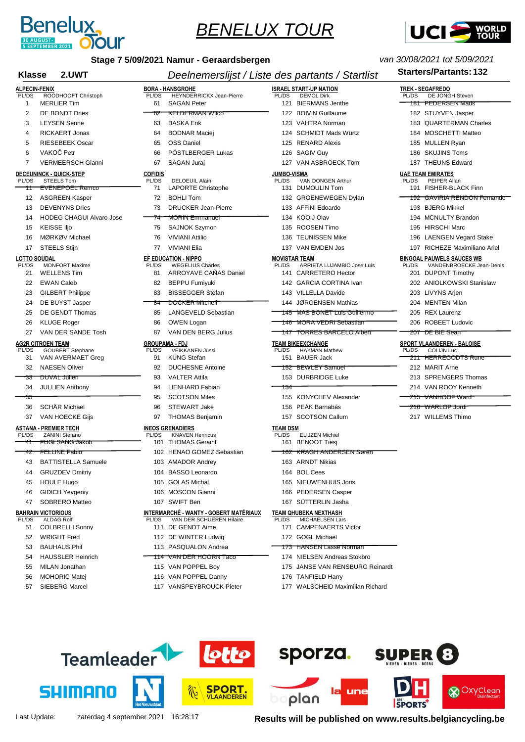# BENELUX TOUR

**Stage 7 5/09/2021 Namur - Geraardsbergen**

*van 30/08/2021 tot 5/09/2021*

**Klasse 2.UWT**

*Deelnemerslijst / Liste des partants / Startlist*

**Starters/Partants: 132**

**ALPECIN-FENIX**
PL/DS ROODHOOFT Christoph
1 MERLIER Tim
2 DE BONDT Dries
3 LEYSEN Senne
4 RICKAERT Jonas
5 RIESEBEEK Oscar
6 VAKOČ Petr
7 VERMEERSCH Gianni

**DECEUNINCK - QUICK-STEP**
PL/DS STEELS Tom
~~11 EVENEPOEL Remco~~
12 ASGREEN Kasper
13 DEVENYNS Dries
14 HODEG CHAGUI Alvaro Jose
15 KEISSE Iljo
16 MØRKØV Michael
17 STEELS Stijn

**LOTTO SOUDAL**
PL/DS MONFORT Maxime
21 WELLENS Tim
22 EWAN Caleb
23 GILBERT Philippe
24 DE BUYST Jasper
25 DE GENDT Thomas
26 KLUGE Roger
27 VAN DER SANDE Tosh

**AG2R CITROEN TEAM**
PL/DS GOUBERT Stephane
31 VAN AVERMAET Greg
32 NAESEN Oliver
~~33 DUVAL Julien~~
34 JULLIEN Anthony
~~35~~
36 SCHÄR Michael
37 VAN HOECKE Gijs

**ASTANA - PREMIER TECH**
PL/DS ZANINI Stefano
~~41 FUGLSANG Jakob~~
~~42 FELLINE Fabio~~
43 BATTISTELLA Samuele
44 GRUZDEV Dmitriy
45 HOULE Hugo
46 GIDICH Yevgeniy
47 SOBRERO Matteo

**BAHRAIN VICTORIOUS**
PL/DS ALDAG Rolf
51 COLBRELLI Sonny
52 WRIGHT Fred
53 BAUHAUS Phil
54 HAUSSLER Heinrich
55 MILAN Jonathan
56 MOHORIC Matej
57 SIEBERG Marcel

**BORA - HANSGROHE**
PL/DS HEYNDERICKX Jean-Pierre
61 SAGAN Peter
~~62 KELDERMAN Wilco~~
63 BASKA Erik
64 BODNAR Maciej
65 OSS Daniel
66 PÖSTLBERGER Lukas
67 SAGAN Juraj

**COFIDIS**
PL/DS DELOEUIL Alain
71 LAPORTE Christophe
72 BOHLI Tom
73 DRUCKER Jean-Pierre
~~74 MORIN Emmanuel~~
75 SAJNOK Szymon
76 VIVIANI Attilio
77 VIVIANI Elia

**EF EDUCATION - NIPPO**
PL/DS WEGELIUS Charles
81 ARROYAVE CAÑAS Daniel
82 BEPPU Fumiyuki
83 BISSEGGER Stefan
~~84 DOCKER Mitchell~~
85 LANGEVELD Sebastian
86 OWEN Logan
87 VAN DEN BERG Julius

**GROUPAMA - FDJ**
PL/DS VEIKKANEN Jussi
91 KÜNG Stefan
92 DUCHESNE Antoine
93 VALTER Attila
94 LIENHARD Fabian
95 SCOTSON Miles
96 STEWART Jake
97 THOMAS Benjamin

**INEOS GRENADIERS**
PL/DS KNAVEN Henricus
101 THOMAS Geraint
102 HENAO GOMEZ Sebastian
103 AMADOR Andrey
104 BASSO Leonardo
105 GOLAS Michal
106 MOSCON Gianni
107 SWIFT Ben

**INTERMARCHÉ - WANTY - GOBERT MATÉRIAUX**
PL/DS VAN DER SCHUEREN Hilaire
111 DE GENDT Aime
112 DE WINTER Ludwig
113 PASQUALON Andrea
~~114 VAN DER HOORN Taco~~
115 VAN POPPEL Boy
116 VAN POPPEL Danny
117 VANSPEYBROUCK Pieter

**ISRAEL START-UP NATION**
PL/DS DEMOL Dirk
121 BIERMANS Jenthe
122 BOIVIN Guillaume
123 VAHTRA Norman
124 SCHMIDT Mads Würtz
125 RENARD Alexis
126 SAGIV Guy
127 VAN ASBROECK Tom

**JUMBO-VISMA**
PL/DS VAN DONGEN Arthur
131 DUMOULIN Tom
132 GROENEWEGEN Dylan
133 AFFINI Edoardo
134 KOOIJ Olav
135 ROOSEN Timo
136 TEUNISSEN Mike
137 VAN EMDEN Jos

**MOVISTAR TEAM**
PL/DS ARRIETA LUJAMBIO Jose Luis
141 CARRETERO Hector
142 GARCIA CORTINA Ivan
143 VILLELLA Davide
144 JØRGENSEN Mathias
~~145 MAS BONET Luis Guillermo~~
~~146 MORA VEDRI Sebastian~~
~~147 TORRES BARCELO Albert~~

**TEAM BIKEEXCHANGE**
PL/DS HAYMAN Mathew
151 BAUER Jack
~~152 BEWLEY Samuel~~
153 DURBRIDGE Luke
~~154~~
155 KONYCHEV Alexander
156 PEÁK Barnabás
157 SCOTSON Callum

**TEAM DSM**
PL/DS ELIJZEN Michiel
161 BENOOT Tiesj
~~162 KRAGH ANDERSEN Søren~~
163 ARNDT Nikias
164 BOL Cees
165 NIEUWENHUIS Joris
166 PEDERSEN Casper
167 SÜTTERLIN Jasha

**TEAM QHUBEKA NEXTHASH**
PL/DS MICHAELSEN Lars
171 CAMPENAERTS Victor
172 GOGL Michael
~~173 HANSEN Lasse Norman~~
174 NIELSEN Andreas Stokbro
175 JANSE VAN RENSBURG Reinardt
176 TANFIELD Harry
177 WALSCHEID Maximilian Richard

**TREK - SEGAFREDO**
PL/DS DE JONGH Steven
~~181 PEDERSEN Mads~~
182 STUYVEN Jasper
183 QUARTERMAN Charles
184 MOSCHETTI Matteo
185 MULLEN Ryan
186 SKUJINS Toms
187 THEUNS Edward

**UAE TEAM EMIRATES**
PL/DS PEIPER Allan
191 FISHER-BLACK Finn
~~192 GAVIRIA RENDON Fernando~~
193 BJERG Mikkel
194 MCNULTY Brandon
195 HIRSCHI Marc
196 LAENGEN Vegard Stake
197 RICHEZE Maximiliano Ariel

**BINGOAL PAUWELS SAUCES WB**
PL/DS VANDENBROECKE Jean-Denis
201 DUPONT Timothy
202 ANIOLKOWSKI Stanislaw
203 LIVYNS Arjen
204 MENTEN Milan
205 REX Laurenz
206 ROBEET Ludovic
~~207 DE BIE Sean~~

**SPORT VLAANDEREN - BALOISE**
PL/DS COLIJN Luc
~~211 HERREGODTS Rune~~
212 MARIT Arne
213 SPRENGERS Thomas
214 VAN ROOY Kenneth
~~215 VANHOOF Ward~~
~~216 WARLOP Jordi~~
217 WILLEMS Thimo

Last Update: zaterdag 4 september 2021 16:28:17

**Results will be published on www.results.belgiancycling.be**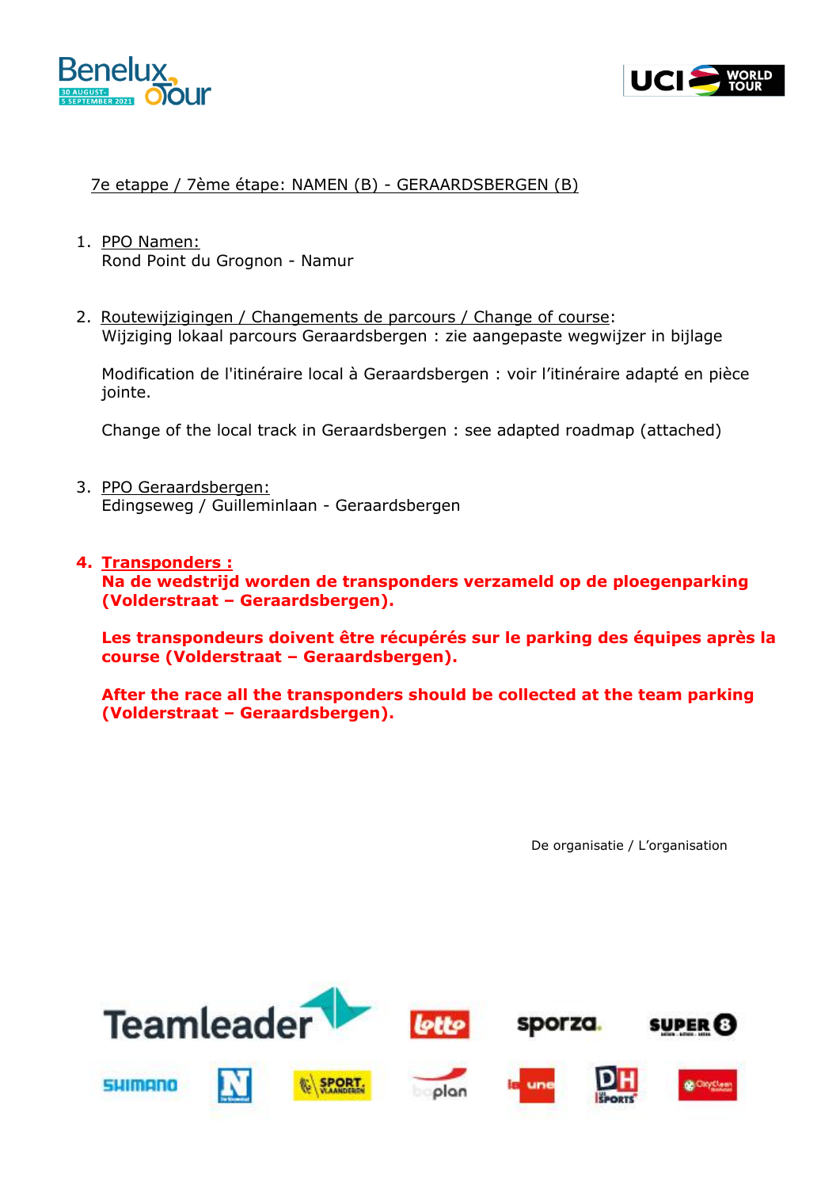7e etappe / 7ème étape: NAMEN (B) - GERAARDSBERGEN (B)

1. PPO Namen:
   Rond Point du Grognon - Namur

2. Routewijzigingen / Changements de parcours / Change of course:
   Wijziging lokaal parcours Geraardsbergen : zie aangepaste wegwijzer in bijlage

   Modification de l'itinéraire local à Geraardsbergen : voir l'itinéraire adapté en pièce jointe.

   Change of the local track in Geraardsbergen : see adapted roadmap (attached)

3. PPO Geraardsbergen:
   Edingseweg / Guilleminlaan - Geraardsbergen

4. **Transponders :**
   **Na de wedstrijd worden de transponders verzameld op de ploegenparking (Volderstraat – Geraardsbergen).**

   **Les transpondeurs doivent être récupérés sur le parking des équipes après la course (Volderstraat – Geraardsbergen).**

   **After the race all the transponders should be collected at the team parking (Volderstraat – Geraardsbergen).**

De organisatie / L'organisation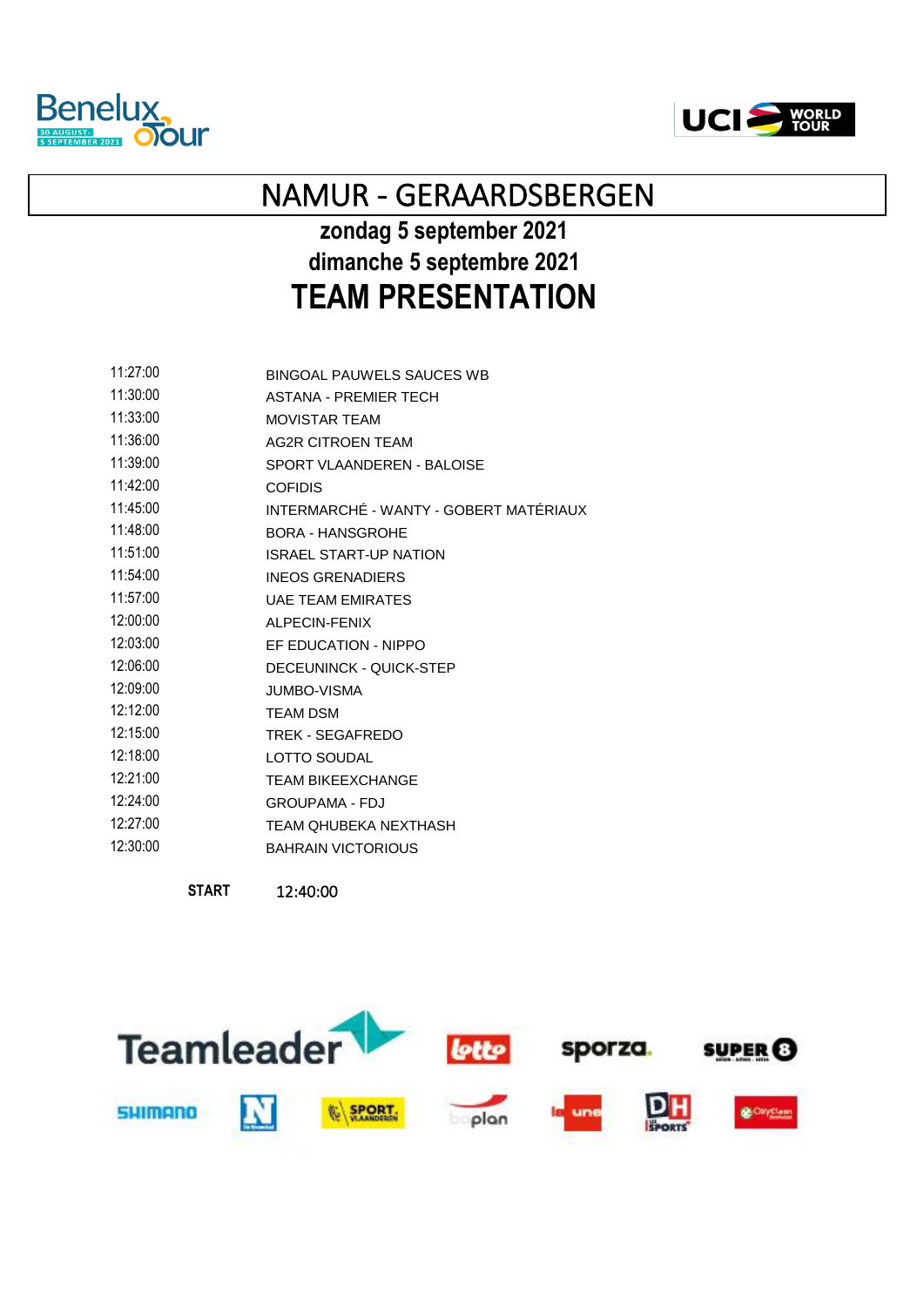# NAMUR - GERAARDSBERGEN

## zondag 5 september 2021

## dimanche 5 septembre 2021

# TEAM PRESENTATION

| | |
|---|---|
| 11:27:00 | BINGOAL PAUWELS SAUCES WB |
| 11:30:00 | ASTANA - PREMIER TECH |
| 11:33:00 | MOVISTAR TEAM |
| 11:36:00 | AG2R CITROEN TEAM |
| 11:39:00 | SPORT VLAANDEREN - BALOISE |
| 11:42:00 | COFIDIS |
| 11:45:00 | INTERMARCHÉ - WANTY - GOBERT MATÉRIAUX |
| 11:48:00 | BORA - HANSGROHE |
| 11:51:00 | ISRAEL START-UP NATION |
| 11:54:00 | INEOS GRENADIERS |
| 11:57:00 | UAE TEAM EMIRATES |
| 12:00:00 | ALPECIN-FENIX |
| 12:03:00 | EF EDUCATION - NIPPO |
| 12:06:00 | DECEUNINCK - QUICK-STEP |
| 12:09:00 | JUMBO-VISMA |
| 12:12:00 | TEAM DSM |
| 12:15:00 | TREK - SEGAFREDO |
| 12:18:00 | LOTTO SOUDAL |
| 12:21:00 | TEAM BIKEEXCHANGE |
| 12:24:00 | GROUPAMA - FDJ |
| 12:27:00 | TEAM QHUBEKA NEXTHASH |
| 12:30:00 | BAHRAIN VICTORIOUS |

**START** 12:40:00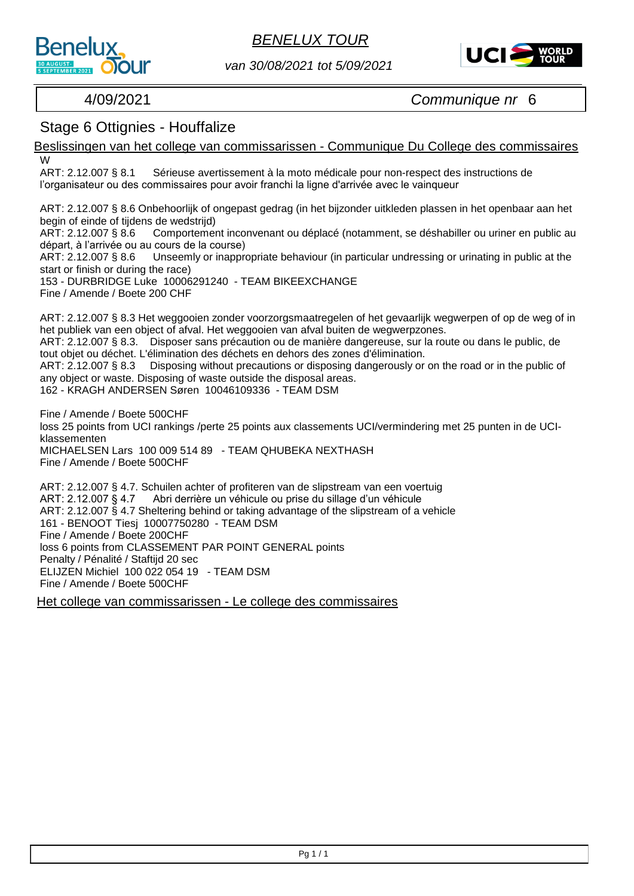# BENELUX TOUR

*van 30/08/2021 tot 5/09/2021*

4/09/2021 *Communique nr* 6

## Stage 6 Ottignies - Houffalize

Beslissingen van het college van commissarissen - Communique Du College des commissaires

W

ART: 2.12.007 § 8.1 Sérieuse avertissement à la moto médicale pour non-respect des instructions de l'organisateur ou des commissaires pour avoir franchi la ligne d'arrivée avec le vainqueur

ART: 2.12.007 § 8.6 Onbehoorlijk of ongepast gedrag (in het bijzonder uitkleden plassen in het openbaar aan het begin of einde of tijdens de wedstrijd)
ART: 2.12.007 § 8.6 Comportement inconvenant ou déplacé (notamment, se déshabiller ou uriner en public au départ, à l'arrivée ou au cours de la course)
ART: 2.12.007 § 8.6 Unseemly or inappropriate behaviour (in particular undressing or urinating in public at the start or finish or during the race)
153 - DURBRIDGE Luke 10006291240 - TEAM BIKEEXCHANGE
Fine / Amende / Boete 200 CHF

ART: 2.12.007 § 8.3 Het weggooien zonder voorzorgsmaatregelen of het gevaarlijk wegwerpen of op de weg of in het publiek van een object of afval. Het weggooien van afval buiten de wegwerpzones.
ART: 2.12.007 § 8.3. Disposer sans précaution ou de manière dangereuse, sur la route ou dans le public, de tout objet ou déchet. L'élimination des déchets en dehors des zones d'élimination.
ART: 2.12.007 § 8.3 Disposing without precautions or disposing dangerously or on the road or in the public of any object or waste. Disposing of waste outside the disposal areas.
162 - KRAGH ANDERSEN Søren 10046109336 - TEAM DSM

Fine / Amende / Boete 500CHF
loss 25 points from UCI rankings /perte 25 points aux classements UCI/vermindering met 25 punten in de UCI-klassementen
MICHAELSEN Lars 100 009 514 89 - TEAM QHUBEKA NEXTHASH
Fine / Amende / Boete 500CHF

ART: 2.12.007 § 4.7. Schuilen achter of profiteren van de slipstream van een voertuig
ART: 2.12.007 § 4.7 Abri derrière un véhicule ou prise du sillage d'un véhicule
ART: 2.12.007 § 4.7 Sheltering behind or taking advantage of the slipstream of a vehicle
161 - BENOOT Tiesj 10007750280 - TEAM DSM
Fine / Amende / Boete 200CHF
loss 6 points from CLASSEMENT PAR POINT GENERAL points
Penalty / Pénalité / Staftijd 20 sec
ELIJZEN Michiel 100 022 054 19 - TEAM DSM
Fine / Amende / Boete 500CHF

Het college van commissarissen - Le college des commissaires